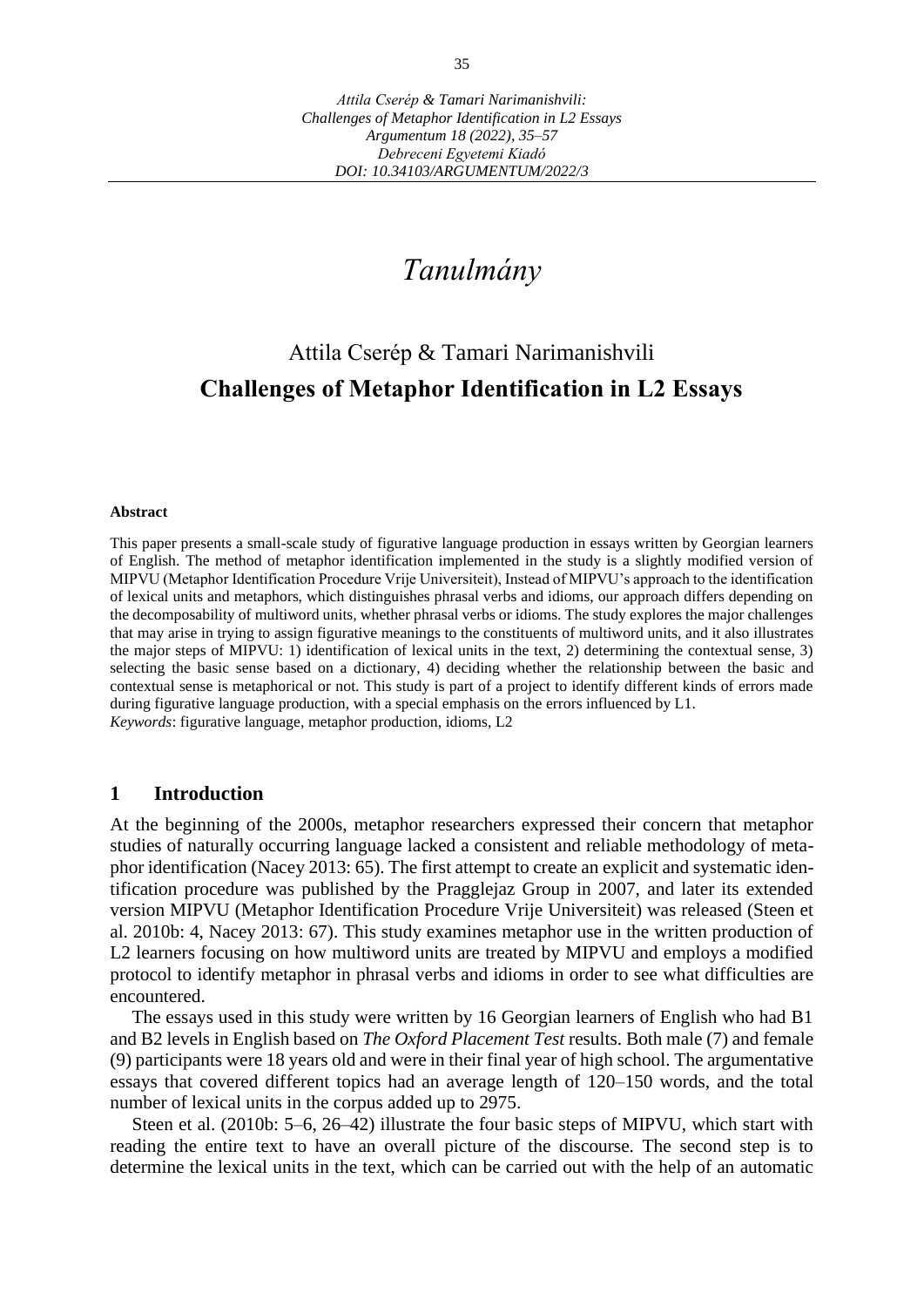*Attila Cserép & Tamari Narimanishvili:*
*Challenges of Metaphor Identification in L2 Essays*
*Argumentum 18 (2022), 35–57*
*Debreceni Egyetemi Kiadó*
*DOI: 10.34103/ARGUMENTUM/2022/3*

# *Tanulmány*

## Attila Cserép & Tamari Narimanishvili
## **Challenges of Metaphor Identification in L2 Essays**

**Abstract**

This paper presents a small-scale study of figurative language production in essays written by Georgian learners of English. The method of metaphor identification implemented in the study is a slightly modified version of MIPVU (Metaphor Identification Procedure Vrije Universiteit), Instead of MIPVU's approach to the identification of lexical units and metaphors, which distinguishes phrasal verbs and idioms, our approach differs depending on the decomposability of multiword units, whether phrasal verbs or idioms. The study explores the major challenges that may arise in trying to assign figurative meanings to the constituents of multiword units, and it also illustrates the major steps of MIPVU: 1) identification of lexical units in the text, 2) determining the contextual sense, 3) selecting the basic sense based on a dictionary, 4) deciding whether the relationship between the basic and contextual sense is metaphorical or not. This study is part of a project to identify different kinds of errors made during figurative language production, with a special emphasis on the errors influenced by L1.
*Keywords*: figurative language, metaphor production, idioms, L2

## 1 Introduction

At the beginning of the 2000s, metaphor researchers expressed their concern that metaphor studies of naturally occurring language lacked a consistent and reliable methodology of metaphor identification (Nacey 2013: 65). The first attempt to create an explicit and systematic identification procedure was published by the Pragglejaz Group in 2007, and later its extended version MIPVU (Metaphor Identification Procedure Vrije Universiteit) was released (Steen et al. 2010b: 4, Nacey 2013: 67). This study examines metaphor use in the written production of L2 learners focusing on how multiword units are treated by MIPVU and employs a modified protocol to identify metaphor in phrasal verbs and idioms in order to see what difficulties are encountered.

The essays used in this study were written by 16 Georgian learners of English who had B1 and B2 levels in English based on *The Oxford Placement Test* results. Both male (7) and female (9) participants were 18 years old and were in their final year of high school. The argumentative essays that covered different topics had an average length of 120–150 words, and the total number of lexical units in the corpus added up to 2975.

Steen et al. (2010b: 5–6, 26–42) illustrate the four basic steps of MIPVU, which start with reading the entire text to have an overall picture of the discourse. The second step is to determine the lexical units in the text, which can be carried out with the help of an automatic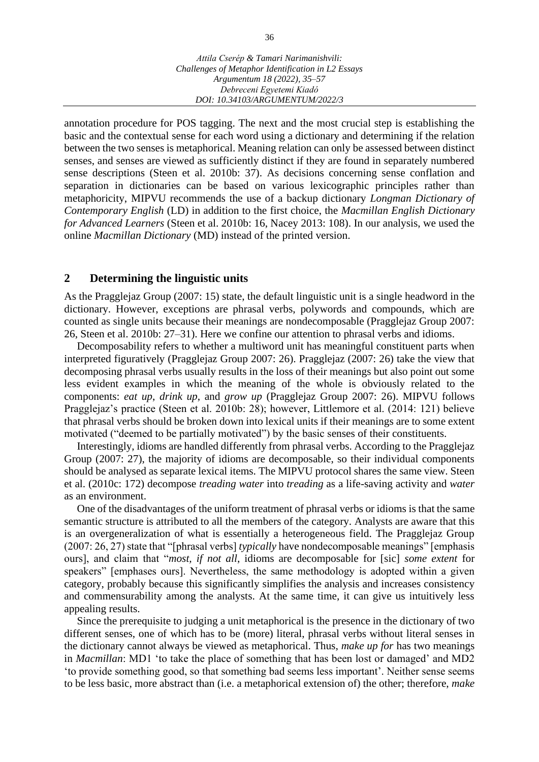annotation procedure for POS tagging. The next and the most crucial step is establishing the basic and the contextual sense for each word using a dictionary and determining if the relation between the two senses is metaphorical. Meaning relation can only be assessed between distinct senses, and senses are viewed as sufficiently distinct if they are found in separately numbered sense descriptions (Steen et al. 2010b: 37). As decisions concerning sense conflation and separation in dictionaries can be based on various lexicographic principles rather than metaphoricity, MIPVU recommends the use of a backup dictionary *Longman Dictionary of Contemporary English* (LD) in addition to the first choice, the *Macmillan English Dictionary for Advanced Learners* (Steen et al. 2010b: 16, Nacey 2013: 108). In our analysis, we used the online *Macmillan Dictionary* (MD) instead of the printed version.

## 2 Determining the linguistic units

As the Pragglejaz Group (2007: 15) state, the default linguistic unit is a single headword in the dictionary. However, exceptions are phrasal verbs, polywords and compounds, which are counted as single units because their meanings are nondecomposable (Pragglejaz Group 2007: 26, Steen et al. 2010b: 27–31). Here we confine our attention to phrasal verbs and idioms.

Decomposability refers to whether a multiword unit has meaningful constituent parts when interpreted figuratively (Pragglejaz Group 2007: 26). Pragglejaz (2007: 26) take the view that decomposing phrasal verbs usually results in the loss of their meanings but also point out some less evident examples in which the meaning of the whole is obviously related to the components: *eat up*, *drink up*, and *grow up* (Pragglejaz Group 2007: 26). MIPVU follows Pragglejaz's practice (Steen et al. 2010b: 28); however, Littlemore et al. (2014: 121) believe that phrasal verbs should be broken down into lexical units if their meanings are to some extent motivated ("deemed to be partially motivated") by the basic senses of their constituents.

Interestingly, idioms are handled differently from phrasal verbs. According to the Pragglejaz Group (2007: 27), the majority of idioms are decomposable, so their individual components should be analysed as separate lexical items. The MIPVU protocol shares the same view. Steen et al. (2010c: 172) decompose *treading water* into *treading* as a life-saving activity and *water* as an environment.

One of the disadvantages of the uniform treatment of phrasal verbs or idioms is that the same semantic structure is attributed to all the members of the category. Analysts are aware that this is an overgeneralization of what is essentially a heterogeneous field. The Pragglejaz Group (2007: 26, 27) state that "[phrasal verbs] *typically* have nondecomposable meanings" [emphasis ours], and claim that "*most, if not all*, idioms are decomposable for [sic] *some extent* for speakers" [emphases ours]. Nevertheless, the same methodology is adopted within a given category, probably because this significantly simplifies the analysis and increases consistency and commensurability among the analysts. At the same time, it can give us intuitively less appealing results.

Since the prerequisite to judging a unit metaphorical is the presence in the dictionary of two different senses, one of which has to be (more) literal, phrasal verbs without literal senses in the dictionary cannot always be viewed as metaphorical. Thus, *make up for* has two meanings in *Macmillan*: MD1 'to take the place of something that has been lost or damaged' and MD2 'to provide something good, so that something bad seems less important'. Neither sense seems to be less basic, more abstract than (i.e. a metaphorical extension of) the other; therefore, *make*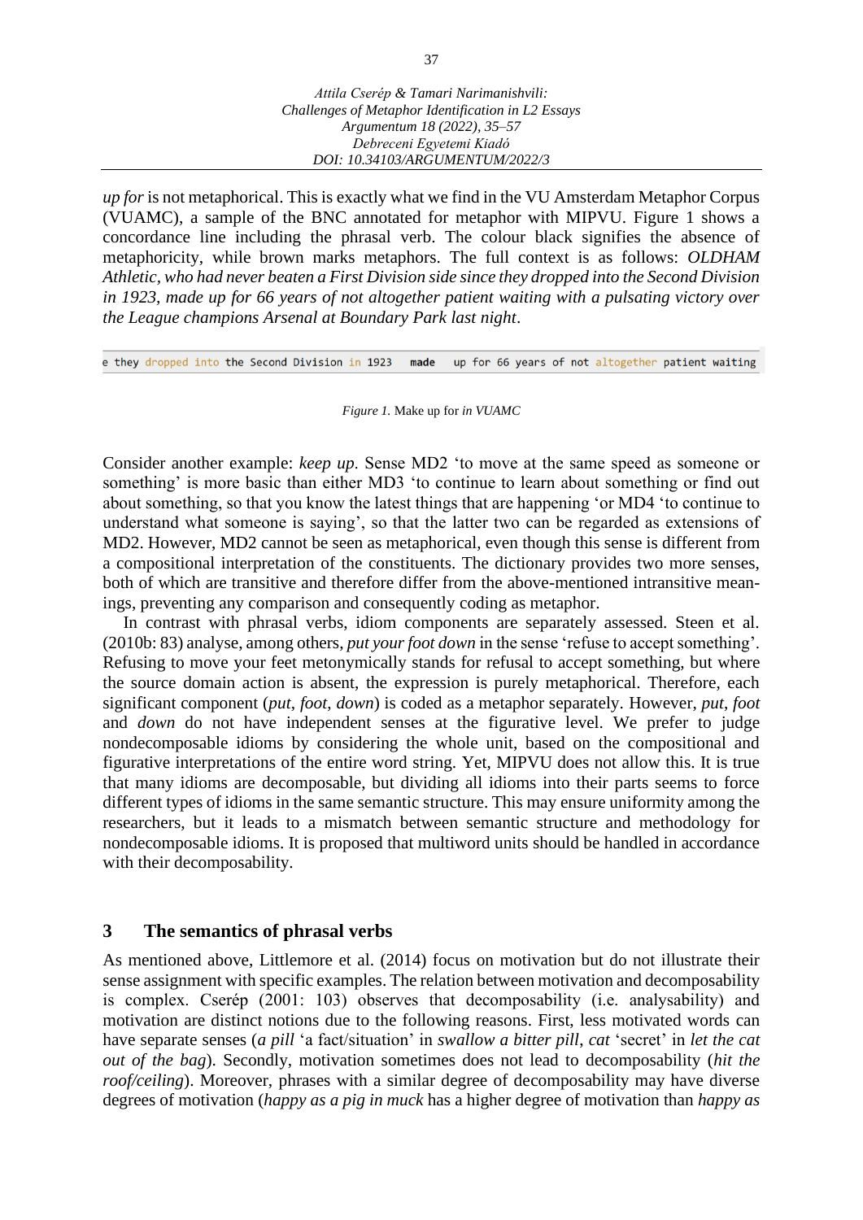*up for* is not metaphorical. This is exactly what we find in the VU Amsterdam Metaphor Corpus (VUAMC), a sample of the BNC annotated for metaphor with MIPVU. Figure 1 shows a concordance line including the phrasal verb. The colour black signifies the absence of metaphoricity, while brown marks metaphors. The full context is as follows: *OLDHAM Athletic, who had never beaten a First Division side since they dropped into the Second Division in 1923, made up for 66 years of not altogether patient waiting with a pulsating victory over the League champions Arsenal at Boundary Park last night*.

```
e they dropped into the Second Division in 1923   made   up for 66 years of not altogether patient waiting
```

*Figure 1.* Make up for *in VUAMC*

Consider another example: *keep up*. Sense MD2 'to move at the same speed as someone or something' is more basic than either MD3 'to continue to learn about something or find out about something, so that you know the latest things that are happening 'or MD4 'to continue to understand what someone is saying', so that the latter two can be regarded as extensions of MD2. However, MD2 cannot be seen as metaphorical, even though this sense is different from a compositional interpretation of the constituents. The dictionary provides two more senses, both of which are transitive and therefore differ from the above-mentioned intransitive meanings, preventing any comparison and consequently coding as metaphor.

In contrast with phrasal verbs, idiom components are separately assessed. Steen et al. (2010b: 83) analyse, among others, *put your foot down* in the sense 'refuse to accept something'. Refusing to move your feet metonymically stands for refusal to accept something, but where the source domain action is absent, the expression is purely metaphorical. Therefore, each significant component (*put*, *foot*, *down*) is coded as a metaphor separately. However, *put*, *foot* and *down* do not have independent senses at the figurative level. We prefer to judge nondecomposable idioms by considering the whole unit, based on the compositional and figurative interpretations of the entire word string. Yet, MIPVU does not allow this. It is true that many idioms are decomposable, but dividing all idioms into their parts seems to force different types of idioms in the same semantic structure. This may ensure uniformity among the researchers, but it leads to a mismatch between semantic structure and methodology for nondecomposable idioms. It is proposed that multiword units should be handled in accordance with their decomposability.

## 3 The semantics of phrasal verbs

As mentioned above, Littlemore et al. (2014) focus on motivation but do not illustrate their sense assignment with specific examples. The relation between motivation and decomposability is complex. Cserép (2001: 103) observes that decomposability (i.e. analysability) and motivation are distinct notions due to the following reasons. First, less motivated words can have separate senses (*a pill* 'a fact/situation' in *swallow a bitter pill*, *cat* 'secret' in *let the cat out of the bag*). Secondly, motivation sometimes does not lead to decomposability (*hit the roof/ceiling*). Moreover, phrases with a similar degree of decomposability may have diverse degrees of motivation (*happy as a pig in muck* has a higher degree of motivation than *happy as*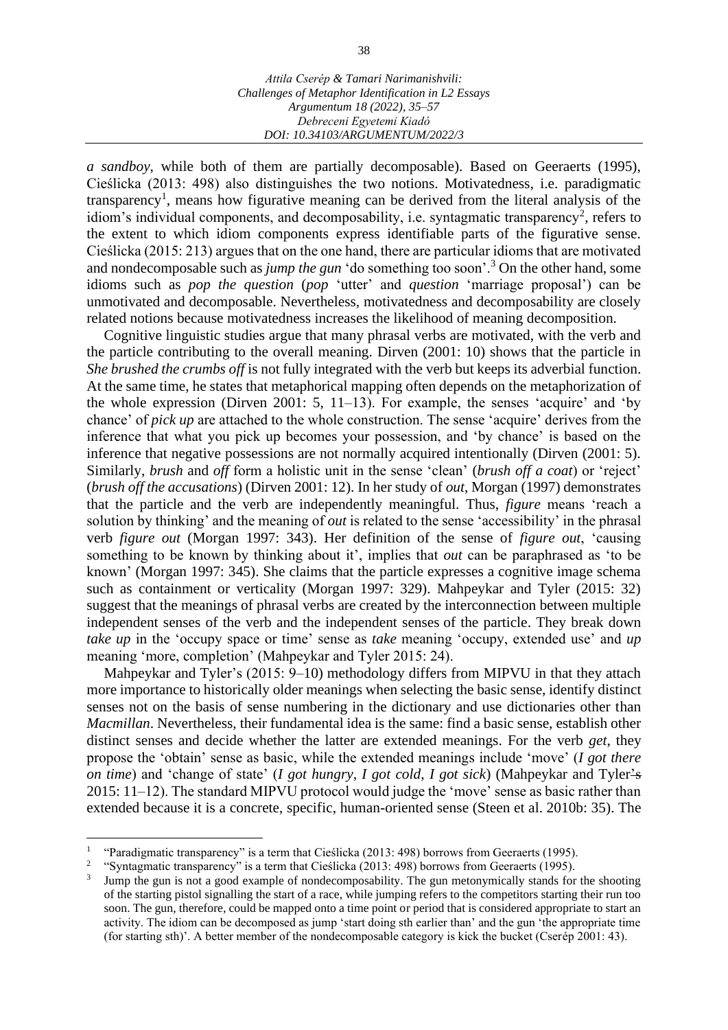*a sandboy*, while both of them are partially decomposable). Based on Geeraerts (1995), Cieślicka (2013: 498) also distinguishes the two notions. Motivatedness, i.e. paradigmatic transparency[1], means how figurative meaning can be derived from the literal analysis of the idiom's individual components, and decomposability, i.e. syntagmatic transparency[2], refers to the extent to which idiom components express identifiable parts of the figurative sense. Cieślicka (2015: 213) argues that on the one hand, there are particular idioms that are motivated and nondecomposable such as *jump the gun* 'do something too soon'.[3] On the other hand, some idioms such as *pop the question* (*pop* 'utter' and *question* 'marriage proposal') can be unmotivated and decomposable. Nevertheless, motivatedness and decomposability are closely related notions because motivatedness increases the likelihood of meaning decomposition.

Cognitive linguistic studies argue that many phrasal verbs are motivated, with the verb and the particle contributing to the overall meaning. Dirven (2001: 10) shows that the particle in *She brushed the crumbs off* is not fully integrated with the verb but keeps its adverbial function. At the same time, he states that metaphorical mapping often depends on the metaphorization of the whole expression (Dirven 2001: 5, 11–13). For example, the senses 'acquire' and 'by chance' of *pick up* are attached to the whole construction. The sense 'acquire' derives from the inference that what you pick up becomes your possession, and 'by chance' is based on the inference that negative possessions are not normally acquired intentionally (Dirven (2001: 5). Similarly, *brush* and *off* form a holistic unit in the sense 'clean' (*brush off a coat*) or 'reject' (*brush off the accusations*) (Dirven 2001: 12). In her study of *out*, Morgan (1997) demonstrates that the particle and the verb are independently meaningful. Thus, *figure* means 'reach a solution by thinking' and the meaning of *out* is related to the sense 'accessibility' in the phrasal verb *figure out* (Morgan 1997: 343). Her definition of the sense of *figure out*, 'causing something to be known by thinking about it', implies that *out* can be paraphrased as 'to be known' (Morgan 1997: 345). She claims that the particle expresses a cognitive image schema such as containment or verticality (Morgan 1997: 329). Mahpeykar and Tyler (2015: 32) suggest that the meanings of phrasal verbs are created by the interconnection between multiple independent senses of the verb and the independent senses of the particle. They break down *take up* in the 'occupy space or time' sense as *take* meaning 'occupy, extended use' and *up* meaning 'more, completion' (Mahpeykar and Tyler 2015: 24).

Mahpeykar and Tyler's (2015: 9–10) methodology differs from MIPVU in that they attach more importance to historically older meanings when selecting the basic sense, identify distinct senses not on the basis of sense numbering in the dictionary and use dictionaries other than *Macmillan*. Nevertheless, their fundamental idea is the same: find a basic sense, establish other distinct senses and decide whether the latter are extended meanings. For the verb *get*, they propose the 'obtain' sense as basic, while the extended meanings include 'move' (*I got there on time*) and 'change of state' (*I got hungry, I got cold, I got sick*) (Mahpeykar and Tyler's 2015: 11–12). The standard MIPVU protocol would judge the 'move' sense as basic rather than extended because it is a concrete, specific, human-oriented sense (Steen et al. 2010b: 35). The

---

[1] "Paradigmatic transparency" is a term that Cieślicka (2013: 498) borrows from Geeraerts (1995).

[2] "Syntagmatic transparency" is a term that Cieślicka (2013: 498) borrows from Geeraerts (1995).

[3] Jump the gun is not a good example of nondecomposability. The gun metonymically stands for the shooting of the starting pistol signalling the start of a race, while jumping refers to the competitors starting their run too soon. The gun, therefore, could be mapped onto a time point or period that is considered appropriate to start an activity. The idiom can be decomposed as jump 'start doing sth earlier than' and the gun 'the appropriate time (for starting sth)'. A better member of the nondecomposable category is kick the bucket (Cserép 2001: 43).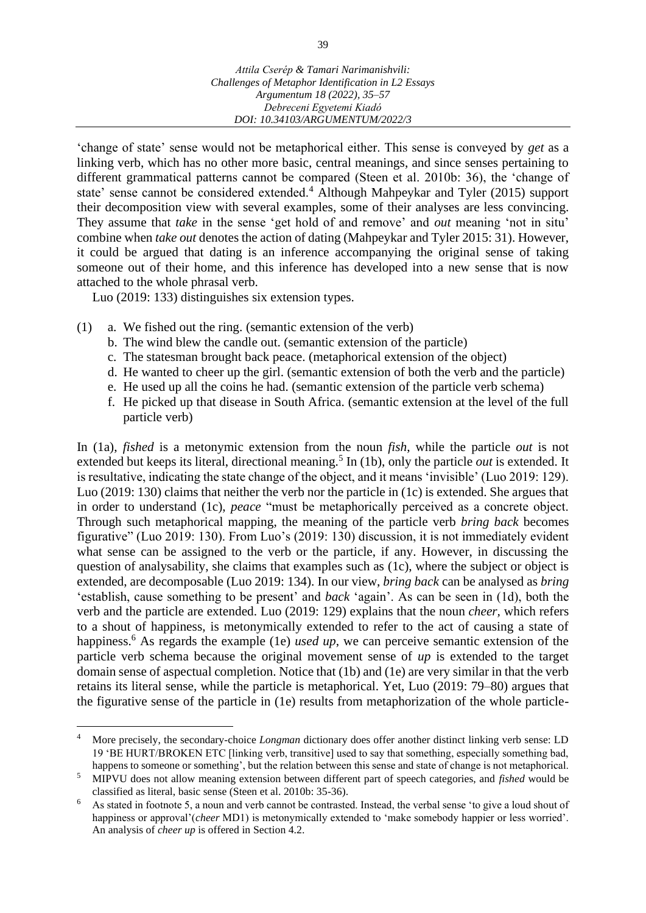'change of state' sense would not be metaphorical either. This sense is conveyed by *get* as a linking verb, which has no other more basic, central meanings, and since senses pertaining to different grammatical patterns cannot be compared (Steen et al. 2010b: 36), the 'change of state' sense cannot be considered extended.[4] Although Mahpeykar and Tyler (2015) support their decomposition view with several examples, some of their analyses are less convincing. They assume that *take* in the sense 'get hold of and remove' and *out* meaning 'not in situ' combine when *take out* denotes the action of dating (Mahpeykar and Tyler 2015: 31). However, it could be argued that dating is an inference accompanying the original sense of taking someone out of their home, and this inference has developed into a new sense that is now attached to the whole phrasal verb.

Luo (2019: 133) distinguishes six extension types.

(1) a. We fished out the ring. (semantic extension of the verb)
b. The wind blew the candle out. (semantic extension of the particle)
c. The statesman brought back peace. (metaphorical extension of the object)
d. He wanted to cheer up the girl. (semantic extension of both the verb and the particle)
e. He used up all the coins he had. (semantic extension of the particle verb schema)
f. He picked up that disease in South Africa. (semantic extension at the level of the full particle verb)

In (1a), *fished* is a metonymic extension from the noun *fish*, while the particle *out* is not extended but keeps its literal, directional meaning.[5] In (1b), only the particle *out* is extended. It is resultative, indicating the state change of the object, and it means 'invisible' (Luo 2019: 129). Luo (2019: 130) claims that neither the verb nor the particle in (1c) is extended. She argues that in order to understand (1c), *peace* "must be metaphorically perceived as a concrete object. Through such metaphorical mapping, the meaning of the particle verb *bring back* becomes figurative" (Luo 2019: 130). From Luo's (2019: 130) discussion, it is not immediately evident what sense can be assigned to the verb or the particle, if any. However, in discussing the question of analysability, she claims that examples such as (1c), where the subject or object is extended, are decomposable (Luo 2019: 134). In our view, *bring back* can be analysed as *bring* 'establish, cause something to be present' and *back* 'again'. As can be seen in (1d), both the verb and the particle are extended. Luo (2019: 129) explains that the noun *cheer,* which refers to a shout of happiness, is metonymically extended to refer to the act of causing a state of happiness.[6] As regards the example (1e) *used up*, we can perceive semantic extension of the particle verb schema because the original movement sense of *up* is extended to the target domain sense of aspectual completion. Notice that (1b) and (1e) are very similar in that the verb retains its literal sense, while the particle is metaphorical. Yet, Luo (2019: 79–80) argues that the figurative sense of the particle in (1e) results from metaphorization of the whole particle-

---

[4] More precisely, the secondary-choice *Longman* dictionary does offer another distinct linking verb sense: LD 19 'BE HURT/BROKEN ETC [linking verb, transitive] used to say that something, especially something bad, happens to someone or something', but the relation between this sense and state of change is not metaphorical.

[5] MIPVU does not allow meaning extension between different part of speech categories, and *fished* would be classified as literal, basic sense (Steen et al. 2010b: 35-36).

[6] As stated in footnote 5, a noun and verb cannot be contrasted. Instead, the verbal sense 'to give a loud shout of happiness or approval'(*cheer* MD1) is metonymically extended to 'make somebody happier or less worried'. An analysis of *cheer up* is offered in Section 4.2.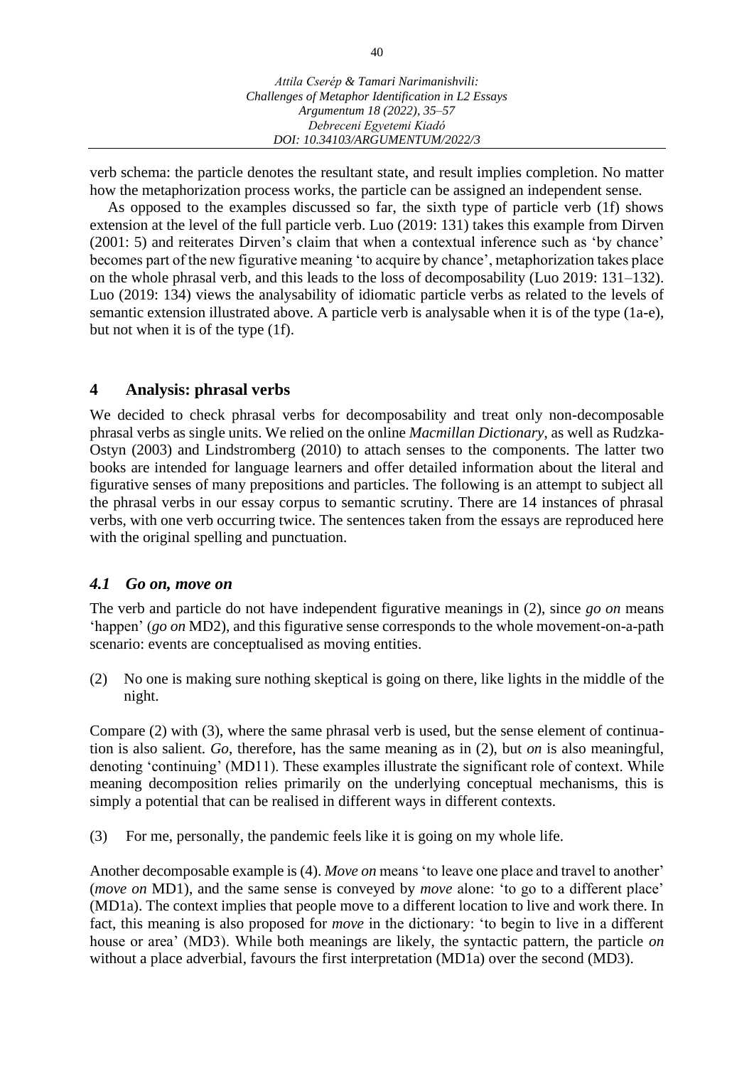verb schema: the particle denotes the resultant state, and result implies completion. No matter how the metaphorization process works, the particle can be assigned an independent sense.

As opposed to the examples discussed so far, the sixth type of particle verb (1f) shows extension at the level of the full particle verb. Luo (2019: 131) takes this example from Dirven (2001: 5) and reiterates Dirven's claim that when a contextual inference such as 'by chance' becomes part of the new figurative meaning 'to acquire by chance', metaphorization takes place on the whole phrasal verb, and this leads to the loss of decomposability (Luo 2019: 131–132). Luo (2019: 134) views the analysability of idiomatic particle verbs as related to the levels of semantic extension illustrated above. A particle verb is analysable when it is of the type (1a-e), but not when it is of the type (1f).

## 4 Analysis: phrasal verbs

We decided to check phrasal verbs for decomposability and treat only non-decomposable phrasal verbs as single units. We relied on the online *Macmillan Dictionary*, as well as Rudzka-Ostyn (2003) and Lindstromberg (2010) to attach senses to the components. The latter two books are intended for language learners and offer detailed information about the literal and figurative senses of many prepositions and particles. The following is an attempt to subject all the phrasal verbs in our essay corpus to semantic scrutiny. There are 14 instances of phrasal verbs, with one verb occurring twice. The sentences taken from the essays are reproduced here with the original spelling and punctuation.

### *4.1 Go on, move on*

The verb and particle do not have independent figurative meanings in (2), since *go on* means 'happen' (*go on* MD2), and this figurative sense corresponds to the whole movement-on-a-path scenario: events are conceptualised as moving entities.

(2) No one is making sure nothing skeptical is going on there, like lights in the middle of the night.

Compare (2) with (3), where the same phrasal verb is used, but the sense element of continuation is also salient. *Go*, therefore, has the same meaning as in (2), but *on* is also meaningful, denoting 'continuing' (MD11). These examples illustrate the significant role of context. While meaning decomposition relies primarily on the underlying conceptual mechanisms, this is simply a potential that can be realised in different ways in different contexts.

(3) For me, personally, the pandemic feels like it is going on my whole life.

Another decomposable example is (4). *Move on* means 'to leave one place and travel to another' (*move on* MD1), and the same sense is conveyed by *move* alone: 'to go to a different place' (MD1a). The context implies that people move to a different location to live and work there. In fact, this meaning is also proposed for *move* in the dictionary: 'to begin to live in a different house or area' (MD3). While both meanings are likely, the syntactic pattern, the particle *on* without a place adverbial, favours the first interpretation (MD1a) over the second (MD3).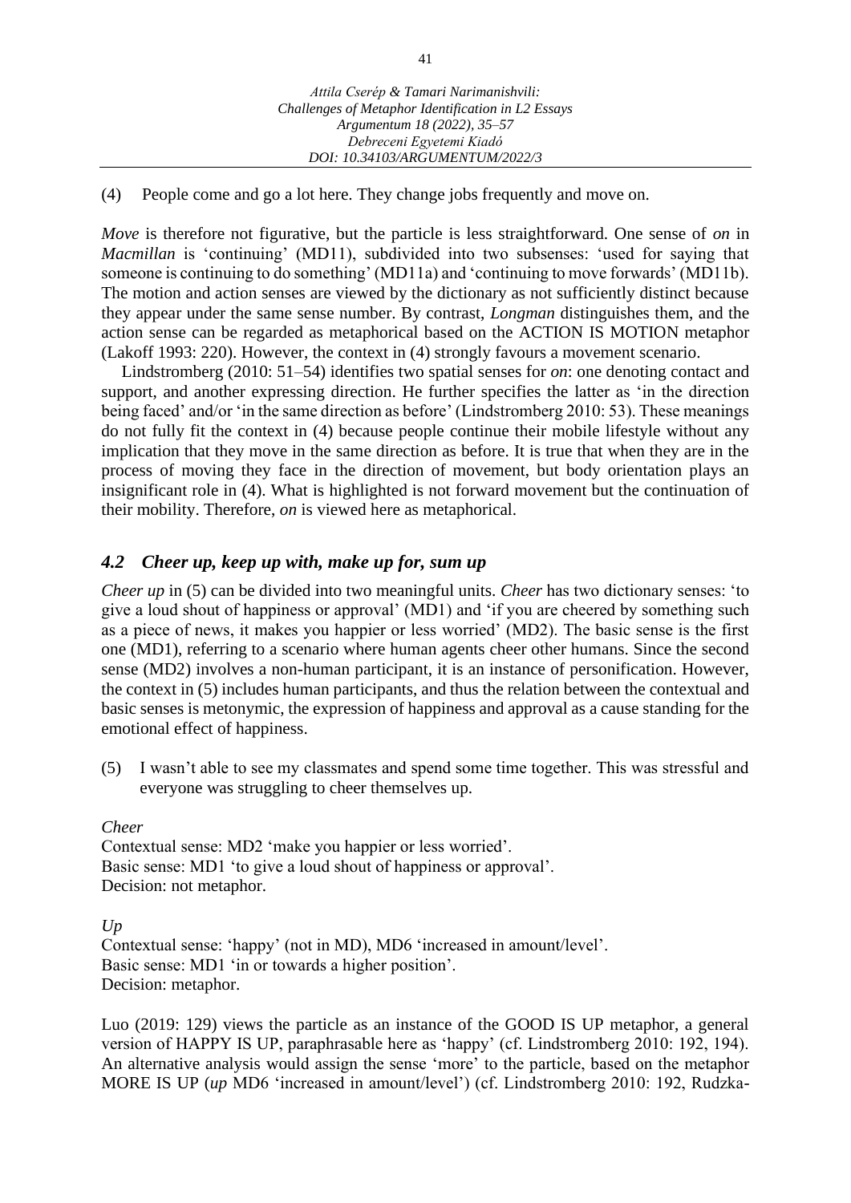(4) People come and go a lot here. They change jobs frequently and move on.

*Move* is therefore not figurative, but the particle is less straightforward. One sense of *on* in *Macmillan* is 'continuing' (MD11), subdivided into two subsenses: 'used for saying that someone is continuing to do something' (MD11a) and 'continuing to move forwards' (MD11b). The motion and action senses are viewed by the dictionary as not sufficiently distinct because they appear under the same sense number. By contrast, *Longman* distinguishes them, and the action sense can be regarded as metaphorical based on the ACTION IS MOTION metaphor (Lakoff 1993: 220). However, the context in (4) strongly favours a movement scenario.

Lindstromberg (2010: 51–54) identifies two spatial senses for *on*: one denoting contact and support, and another expressing direction. He further specifies the latter as 'in the direction being faced' and/or 'in the same direction as before' (Lindstromberg 2010: 53). These meanings do not fully fit the context in (4) because people continue their mobile lifestyle without any implication that they move in the same direction as before. It is true that when they are in the process of moving they face in the direction of movement, but body orientation plays an insignificant role in (4). What is highlighted is not forward movement but the continuation of their mobility. Therefore, *on* is viewed here as metaphorical.

## *4.2 Cheer up, keep up with, make up for, sum up*

*Cheer up* in (5) can be divided into two meaningful units. *Cheer* has two dictionary senses: 'to give a loud shout of happiness or approval' (MD1) and 'if you are cheered by something such as a piece of news, it makes you happier or less worried' (MD2). The basic sense is the first one (MD1), referring to a scenario where human agents cheer other humans. Since the second sense (MD2) involves a non-human participant, it is an instance of personification. However, the context in (5) includes human participants, and thus the relation between the contextual and basic senses is metonymic, the expression of happiness and approval as a cause standing for the emotional effect of happiness.

(5) I wasn't able to see my classmates and spend some time together. This was stressful and everyone was struggling to cheer themselves up.

*Cheer*
Contextual sense: MD2 'make you happier or less worried'.
Basic sense: MD1 'to give a loud shout of happiness or approval'.
Decision: not metaphor.

*Up*
Contextual sense: 'happy' (not in MD), MD6 'increased in amount/level'.
Basic sense: MD1 'in or towards a higher position'.
Decision: metaphor.

Luo (2019: 129) views the particle as an instance of the GOOD IS UP metaphor, a general version of HAPPY IS UP, paraphrasable here as 'happy' (cf. Lindstromberg 2010: 192, 194). An alternative analysis would assign the sense 'more' to the particle, based on the metaphor MORE IS UP (*up* MD6 'increased in amount/level') (cf. Lindstromberg 2010: 192, Rudzka-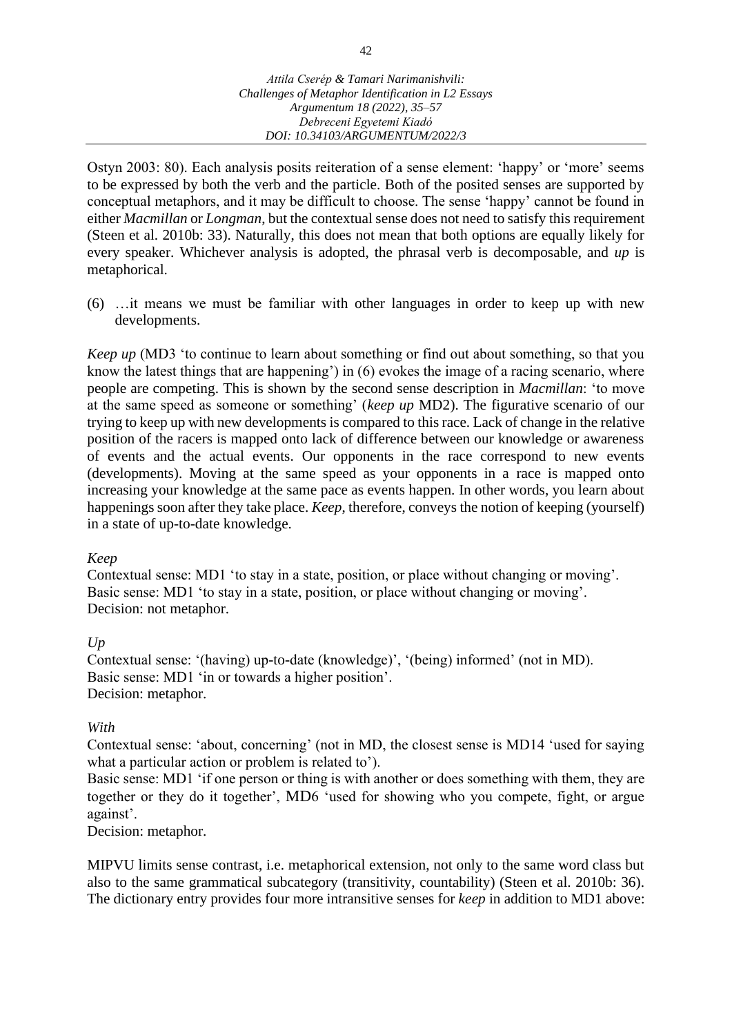Ostyn 2003: 80). Each analysis posits reiteration of a sense element: 'happy' or 'more' seems to be expressed by both the verb and the particle. Both of the posited senses are supported by conceptual metaphors, and it may be difficult to choose. The sense 'happy' cannot be found in either *Macmillan* or *Longman*, but the contextual sense does not need to satisfy this requirement (Steen et al. 2010b: 33). Naturally, this does not mean that both options are equally likely for every speaker. Whichever analysis is adopted, the phrasal verb is decomposable, and *up* is metaphorical.

(6) …it means we must be familiar with other languages in order to keep up with new developments.

*Keep up* (MD3 'to continue to learn about something or find out about something, so that you know the latest things that are happening') in (6) evokes the image of a racing scenario, where people are competing. This is shown by the second sense description in *Macmillan*: 'to move at the same speed as someone or something' (*keep up* MD2). The figurative scenario of our trying to keep up with new developments is compared to this race. Lack of change in the relative position of the racers is mapped onto lack of difference between our knowledge or awareness of events and the actual events. Our opponents in the race correspond to new events (developments). Moving at the same speed as your opponents in a race is mapped onto increasing your knowledge at the same pace as events happen. In other words, you learn about happenings soon after they take place. *Keep*, therefore, conveys the notion of keeping (yourself) in a state of up-to-date knowledge.

*Keep*
Contextual sense: MD1 'to stay in a state, position, or place without changing or moving'.
Basic sense: MD1 'to stay in a state, position, or place without changing or moving'.
Decision: not metaphor.

*Up*
Contextual sense: '(having) up-to-date (knowledge)', '(being) informed' (not in MD).
Basic sense: MD1 'in or towards a higher position'.
Decision: metaphor.

*With*
Contextual sense: 'about, concerning' (not in MD, the closest sense is MD14 'used for saying what a particular action or problem is related to').
Basic sense: MD1 'if one person or thing is with another or does something with them, they are together or they do it together', MD6 'used for showing who you compete, fight, or argue against'.
Decision: metaphor.

MIPVU limits sense contrast, i.e. metaphorical extension, not only to the same word class but also to the same grammatical subcategory (transitivity, countability) (Steen et al. 2010b: 36). The dictionary entry provides four more intransitive senses for *keep* in addition to MD1 above: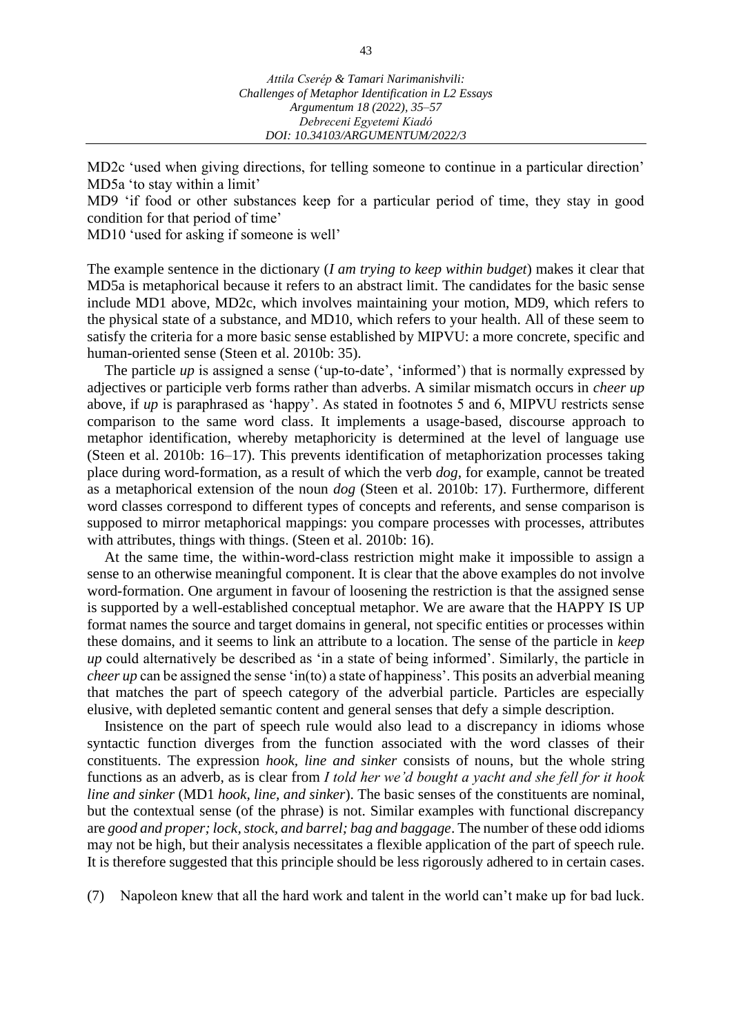MD2c 'used when giving directions, for telling someone to continue in a particular direction'
MD5a 'to stay within a limit'
MD9 'if food or other substances keep for a particular period of time, they stay in good condition for that period of time'
MD10 'used for asking if someone is well'

The example sentence in the dictionary (*I am trying to keep within budget*) makes it clear that MD5a is metaphorical because it refers to an abstract limit. The candidates for the basic sense include MD1 above, MD2c, which involves maintaining your motion, MD9, which refers to the physical state of a substance, and MD10, which refers to your health. All of these seem to satisfy the criteria for a more basic sense established by MIPVU: a more concrete, specific and human-oriented sense (Steen et al. 2010b: 35).

The particle *up* is assigned a sense ('up-to-date', 'informed') that is normally expressed by adjectives or participle verb forms rather than adverbs. A similar mismatch occurs in *cheer up* above, if *up* is paraphrased as 'happy'. As stated in footnotes 5 and 6, MIPVU restricts sense comparison to the same word class. It implements a usage-based, discourse approach to metaphor identification, whereby metaphoricity is determined at the level of language use (Steen et al. 2010b: 16–17). This prevents identification of metaphorization processes taking place during word-formation, as a result of which the verb *dog*, for example, cannot be treated as a metaphorical extension of the noun *dog* (Steen et al. 2010b: 17). Furthermore, different word classes correspond to different types of concepts and referents, and sense comparison is supposed to mirror metaphorical mappings: you compare processes with processes, attributes with attributes, things with things. (Steen et al. 2010b: 16).

At the same time, the within-word-class restriction might make it impossible to assign a sense to an otherwise meaningful component. It is clear that the above examples do not involve word-formation. One argument in favour of loosening the restriction is that the assigned sense is supported by a well-established conceptual metaphor. We are aware that the HAPPY IS UP format names the source and target domains in general, not specific entities or processes within these domains, and it seems to link an attribute to a location. The sense of the particle in *keep up* could alternatively be described as 'in a state of being informed'. Similarly, the particle in *cheer up* can be assigned the sense 'in(to) a state of happiness'. This posits an adverbial meaning that matches the part of speech category of the adverbial particle. Particles are especially elusive, with depleted semantic content and general senses that defy a simple description.

Insistence on the part of speech rule would also lead to a discrepancy in idioms whose syntactic function diverges from the function associated with the word classes of their constituents. The expression *hook, line and sinker* consists of nouns, but the whole string functions as an adverb, as is clear from *I told her we'd bought a yacht and she fell for it hook line and sinker* (MD1 *hook, line, and sinker*). The basic senses of the constituents are nominal, but the contextual sense (of the phrase) is not. Similar examples with functional discrepancy are *good and proper; lock, stock, and barrel; bag and baggage*. The number of these odd idioms may not be high, but their analysis necessitates a flexible application of the part of speech rule. It is therefore suggested that this principle should be less rigorously adhered to in certain cases.

(7) Napoleon knew that all the hard work and talent in the world can't make up for bad luck.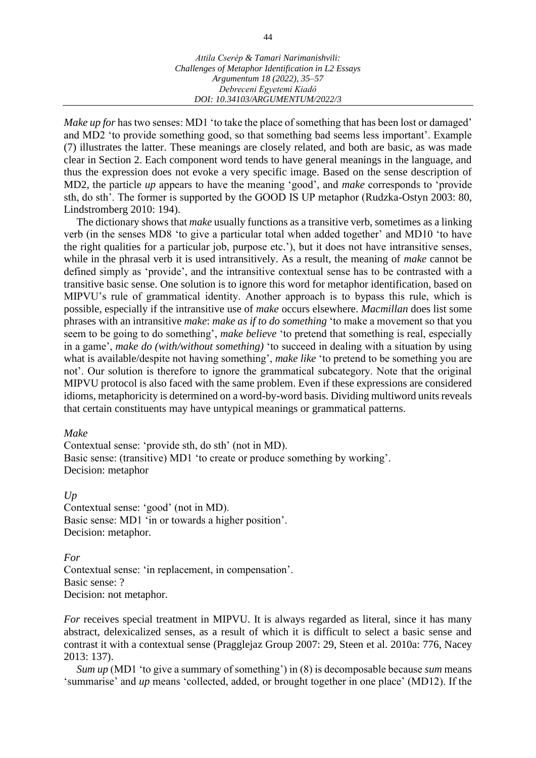*Make up for* has two senses: MD1 'to take the place of something that has been lost or damaged' and MD2 'to provide something good, so that something bad seems less important'. Example (7) illustrates the latter. These meanings are closely related, and both are basic, as was made clear in Section 2. Each component word tends to have general meanings in the language, and thus the expression does not evoke a very specific image. Based on the sense description of MD2, the particle *up* appears to have the meaning 'good', and *make* corresponds to 'provide sth, do sth'. The former is supported by the GOOD IS UP metaphor (Rudzka-Ostyn 2003: 80, Lindstromberg 2010: 194).

The dictionary shows that *make* usually functions as a transitive verb, sometimes as a linking verb (in the senses MD8 'to give a particular total when added together' and MD10 'to have the right qualities for a particular job, purpose etc.'), but it does not have intransitive senses, while in the phrasal verb it is used intransitively. As a result, the meaning of *make* cannot be defined simply as 'provide', and the intransitive contextual sense has to be contrasted with a transitive basic sense. One solution is to ignore this word for metaphor identification, based on MIPVU's rule of grammatical identity. Another approach is to bypass this rule, which is possible, especially if the intransitive use of *make* occurs elsewhere. *Macmillan* does list some phrases with an intransitive *make*: *make as if to do something* 'to make a movement so that you seem to be going to do something', *make believe* 'to pretend that something is real, especially in a game', *make do (with/without something)* 'to succeed in dealing with a situation by using what is available/despite not having something', *make like* 'to pretend to be something you are not'. Our solution is therefore to ignore the grammatical subcategory. Note that the original MIPVU protocol is also faced with the same problem. Even if these expressions are considered idioms, metaphoricity is determined on a word-by-word basis. Dividing multiword units reveals that certain constituents may have untypical meanings or grammatical patterns.

*Make*
Contextual sense: 'provide sth, do sth' (not in MD).
Basic sense: (transitive) MD1 'to create or produce something by working'.
Decision: metaphor

*Up*
Contextual sense: 'good' (not in MD).
Basic sense: MD1 'in or towards a higher position'.
Decision: metaphor.

*For*
Contextual sense: 'in replacement, in compensation'.
Basic sense: ?
Decision: not metaphor.

*For* receives special treatment in MIPVU. It is always regarded as literal, since it has many abstract, delexicalized senses, as a result of which it is difficult to select a basic sense and contrast it with a contextual sense (Pragglejaz Group 2007: 29, Steen et al. 2010a: 776, Nacey 2013: 137).

*Sum up* (MD1 'to give a summary of something') in (8) is decomposable because *sum* means 'summarise' and *up* means 'collected, added, or brought together in one place' (MD12). If the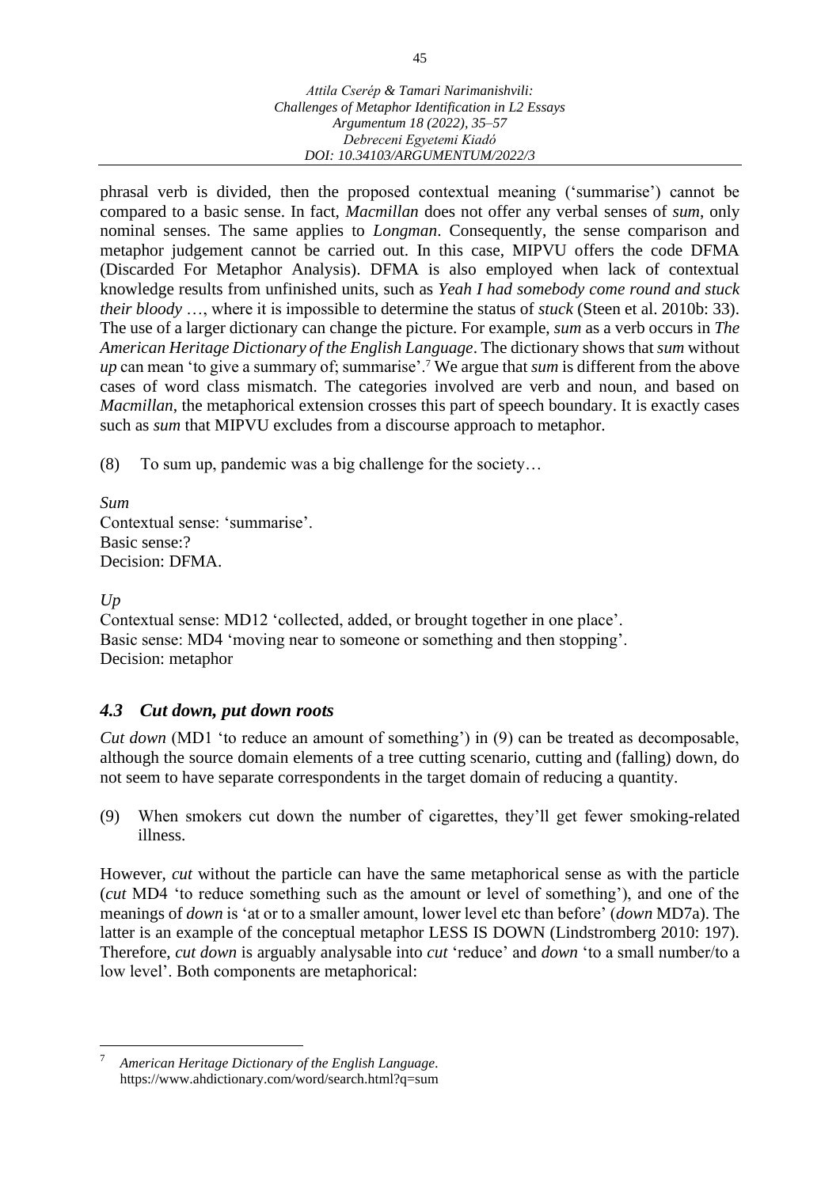phrasal verb is divided, then the proposed contextual meaning ('summarise') cannot be compared to a basic sense. In fact, *Macmillan* does not offer any verbal senses of *sum*, only nominal senses. The same applies to *Longman*. Consequently, the sense comparison and metaphor judgement cannot be carried out. In this case, MIPVU offers the code DFMA (Discarded For Metaphor Analysis). DFMA is also employed when lack of contextual knowledge results from unfinished units, such as *Yeah I had somebody come round and stuck their bloody* …, where it is impossible to determine the status of *stuck* (Steen et al. 2010b: 33). The use of a larger dictionary can change the picture. For example, *sum* as a verb occurs in *The American Heritage Dictionary of the English Language*. The dictionary shows that *sum* without *up* can mean 'to give a summary of; summarise'.[7] We argue that *sum* is different from the above cases of word class mismatch. The categories involved are verb and noun, and based on *Macmillan*, the metaphorical extension crosses this part of speech boundary. It is exactly cases such as *sum* that MIPVU excludes from a discourse approach to metaphor.

(8) To sum up, pandemic was a big challenge for the society…

*Sum*
Contextual sense: 'summarise'.
Basic sense:?
Decision: DFMA.

*Up*
Contextual sense: MD12 'collected, added, or brought together in one place'.
Basic sense: MD4 'moving near to someone or something and then stopping'.
Decision: metaphor

### *4.3 Cut down, put down roots*

*Cut down* (MD1 'to reduce an amount of something') in (9) can be treated as decomposable, although the source domain elements of a tree cutting scenario, cutting and (falling) down, do not seem to have separate correspondents in the target domain of reducing a quantity.

(9) When smokers cut down the number of cigarettes, they'll get fewer smoking-related illness.

However, *cut* without the particle can have the same metaphorical sense as with the particle (*cut* MD4 'to reduce something such as the amount or level of something'), and one of the meanings of *down* is 'at or to a smaller amount, lower level etc than before' (*down* MD7a). The latter is an example of the conceptual metaphor LESS IS DOWN (Lindstromberg 2010: 197). Therefore, *cut down* is arguably analysable into *cut* 'reduce' and *down* 'to a small number/to a low level'. Both components are metaphorical:

---

[7] *American Heritage Dictionary of the English Language*. https://www.ahdictionary.com/word/search.html?q=sum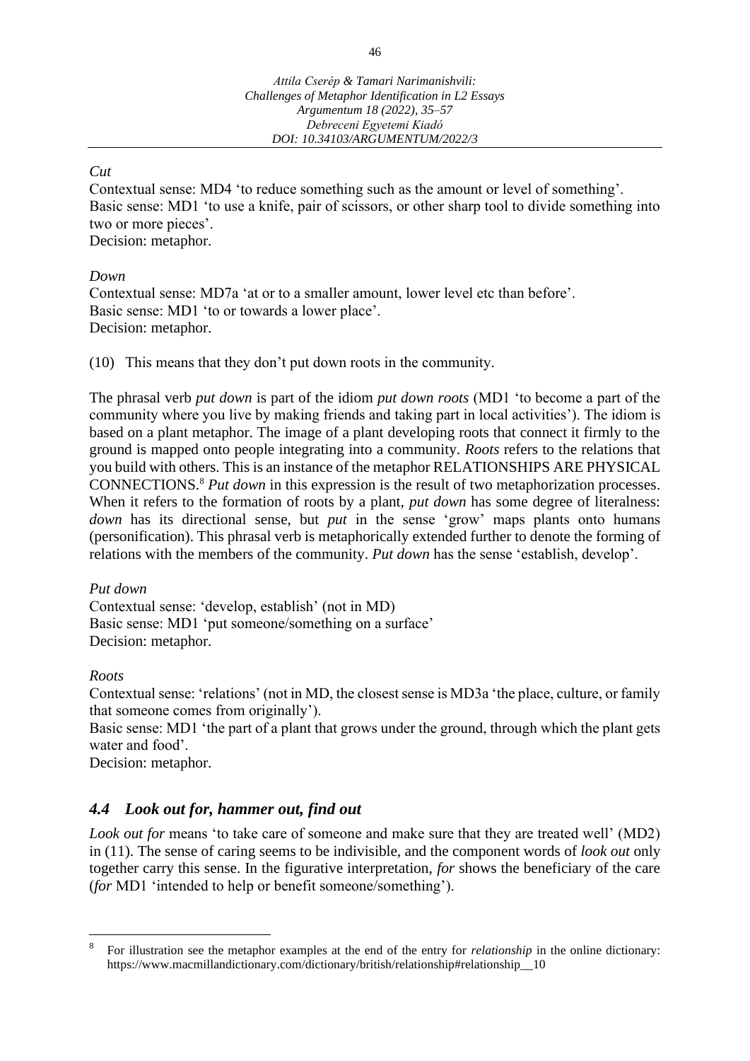*Cut*

Contextual sense: MD4 'to reduce something such as the amount or level of something'.
Basic sense: MD1 'to use a knife, pair of scissors, or other sharp tool to divide something into two or more pieces'.
Decision: metaphor.

*Down*

Contextual sense: MD7a 'at or to a smaller amount, lower level etc than before'.
Basic sense: MD1 'to or towards a lower place'.
Decision: metaphor.

(10) This means that they don't put down roots in the community.

The phrasal verb *put down* is part of the idiom *put down roots* (MD1 'to become a part of the community where you live by making friends and taking part in local activities'). The idiom is based on a plant metaphor. The image of a plant developing roots that connect it firmly to the ground is mapped onto people integrating into a community. *Roots* refers to the relations that you build with others. This is an instance of the metaphor RELATIONSHIPS ARE PHYSICAL CONNECTIONS.[8] *Put down* in this expression is the result of two metaphorization processes. When it refers to the formation of roots by a plant, *put down* has some degree of literalness: *down* has its directional sense, but *put* in the sense 'grow' maps plants onto humans (personification). This phrasal verb is metaphorically extended further to denote the forming of relations with the members of the community. *Put down* has the sense 'establish, develop'.

*Put down*

Contextual sense: 'develop, establish' (not in MD)
Basic sense: MD1 'put someone/something on a surface'
Decision: metaphor.

*Roots*

Contextual sense: 'relations' (not in MD, the closest sense is MD3a 'the place, culture, or family that someone comes from originally').
Basic sense: MD1 'the part of a plant that grows under the ground, through which the plant gets water and food'.
Decision: metaphor.

### *4.4 Look out for, hammer out, find out*

*Look out for* means 'to take care of someone and make sure that they are treated well' (MD2) in (11). The sense of caring seems to be indivisible, and the component words of *look out* only together carry this sense. In the figurative interpretation, *for* shows the beneficiary of the care (*for* MD1 'intended to help or benefit someone/something').

---

[8] For illustration see the metaphor examples at the end of the entry for *relationship* in the online dictionary: https://www.macmillandictionary.com/dictionary/british/relationship#relationship__10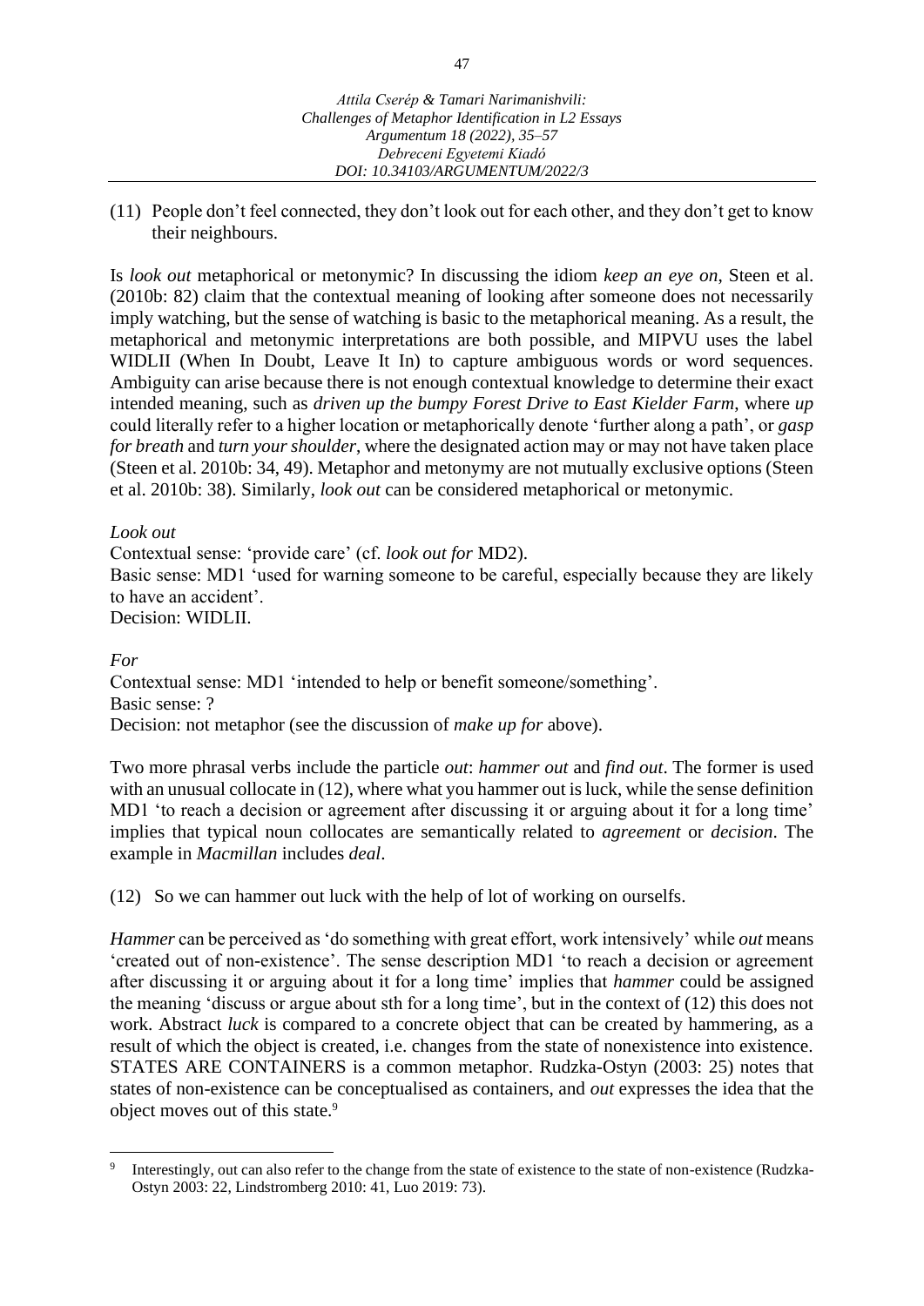(11) People don't feel connected, they don't look out for each other, and they don't get to know their neighbours.

Is *look out* metaphorical or metonymic? In discussing the idiom *keep an eye on*, Steen et al. (2010b: 82) claim that the contextual meaning of looking after someone does not necessarily imply watching, but the sense of watching is basic to the metaphorical meaning. As a result, the metaphorical and metonymic interpretations are both possible, and MIPVU uses the label WIDLII (When In Doubt, Leave It In) to capture ambiguous words or word sequences. Ambiguity can arise because there is not enough contextual knowledge to determine their exact intended meaning, such as *driven up the bumpy Forest Drive to East Kielder Farm*, where *up* could literally refer to a higher location or metaphorically denote 'further along a path', or *gasp for breath* and *turn your shoulder*, where the designated action may or may not have taken place (Steen et al. 2010b: 34, 49). Metaphor and metonymy are not mutually exclusive options (Steen et al. 2010b: 38). Similarly, *look out* can be considered metaphorical or metonymic.

*Look out*
Contextual sense: 'provide care' (cf. *look out for* MD2).
Basic sense: MD1 'used for warning someone to be careful, especially because they are likely to have an accident'.
Decision: WIDLII.

*For*
Contextual sense: MD1 'intended to help or benefit someone/something'.
Basic sense: ?
Decision: not metaphor (see the discussion of *make up for* above).

Two more phrasal verbs include the particle *out*: *hammer out* and *find out*. The former is used with an unusual collocate in (12), where what you hammer out is luck, while the sense definition MD1 'to reach a decision or agreement after discussing it or arguing about it for a long time' implies that typical noun collocates are semantically related to *agreement* or *decision*. The example in *Macmillan* includes *deal*.

(12) So we can hammer out luck with the help of lot of working on ourselfs.

*Hammer* can be perceived as 'do something with great effort, work intensively' while *out* means 'created out of non-existence'. The sense description MD1 'to reach a decision or agreement after discussing it or arguing about it for a long time' implies that *hammer* could be assigned the meaning 'discuss or argue about sth for a long time', but in the context of (12) this does not work. Abstract *luck* is compared to a concrete object that can be created by hammering, as a result of which the object is created, i.e. changes from the state of nonexistence into existence. STATES ARE CONTAINERS is a common metaphor. Rudzka-Ostyn (2003: 25) notes that states of non-existence can be conceptualised as containers, and *out* expresses the idea that the object moves out of this state.[9]

[9] Interestingly, out can also refer to the change from the state of existence to the state of non-existence (Rudzka-Ostyn 2003: 22, Lindstromberg 2010: 41, Luo 2019: 73).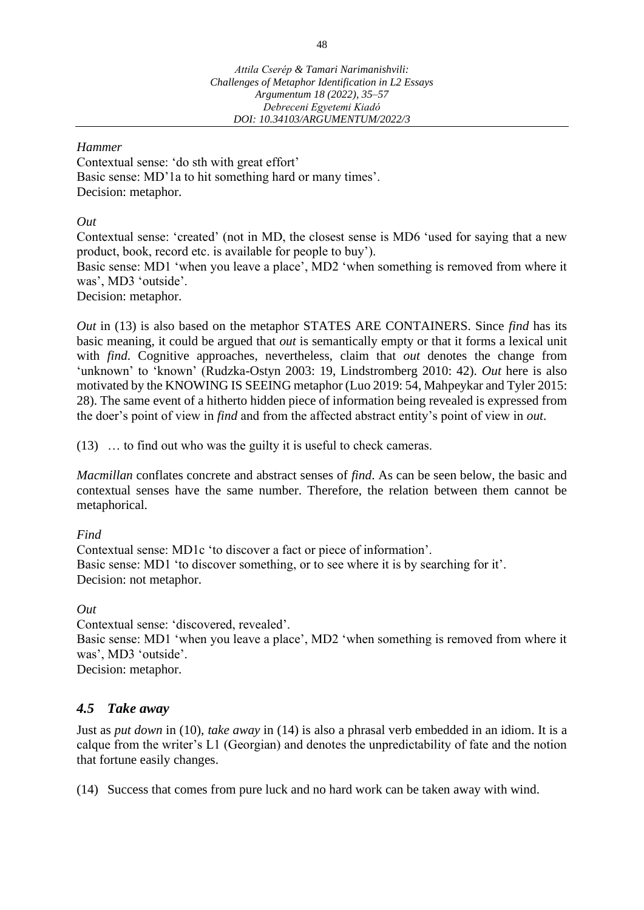*Hammer*

Contextual sense: 'do sth with great effort'
Basic sense: MD'1a to hit something hard or many times'.
Decision: metaphor.

*Out*

Contextual sense: 'created' (not in MD, the closest sense is MD6 'used for saying that a new product, book, record etc. is available for people to buy').
Basic sense: MD1 'when you leave a place', MD2 'when something is removed from where it was', MD3 'outside'.
Decision: metaphor.

*Out* in (13) is also based on the metaphor STATES ARE CONTAINERS. Since *find* has its basic meaning, it could be argued that *out* is semantically empty or that it forms a lexical unit with *find*. Cognitive approaches, nevertheless, claim that *out* denotes the change from 'unknown' to 'known' (Rudzka-Ostyn 2003: 19, Lindstromberg 2010: 42). *Out* here is also motivated by the KNOWING IS SEEING metaphor (Luo 2019: 54, Mahpeykar and Tyler 2015: 28). The same event of a hitherto hidden piece of information being revealed is expressed from the doer's point of view in *find* and from the affected abstract entity's point of view in *out*.

(13) … to find out who was the guilty it is useful to check cameras.

*Macmillan* conflates concrete and abstract senses of *find*. As can be seen below, the basic and contextual senses have the same number. Therefore, the relation between them cannot be metaphorical.

*Find*

Contextual sense: MD1c 'to discover a fact or piece of information'.
Basic sense: MD1 'to discover something, or to see where it is by searching for it'.
Decision: not metaphor.

*Out*

Contextual sense: 'discovered, revealed'.
Basic sense: MD1 'when you leave a place', MD2 'when something is removed from where it was', MD3 'outside'.
Decision: metaphor.

### *4.5 Take away*

Just as *put down* in (10), *take away* in (14) is also a phrasal verb embedded in an idiom. It is a calque from the writer's L1 (Georgian) and denotes the unpredictability of fate and the notion that fortune easily changes.

(14) Success that comes from pure luck and no hard work can be taken away with wind.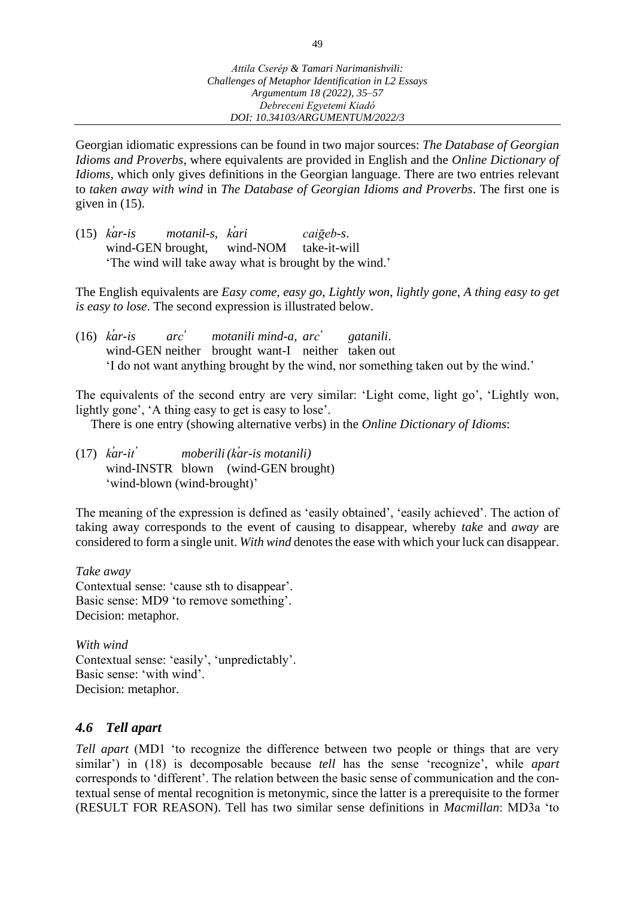Georgian idiomatic expressions can be found in two major sources: *The Database of Georgian Idioms and Proverbs*, where equivalents are provided in English and the *Online Dictionary of Idioms*, which only gives definitions in the Georgian language. There are two entries relevant to *taken away with wind* in *The Database of Georgian Idioms and Proverbs*. The first one is given in (15).

(15) *ḳar-is motanil-s, ḳari caiγeb-s.*
wind-GEN brought, wind-NOM take-it-will
'The wind will take away what is brought by the wind.'

The English equivalents are *Easy come, easy go, Lightly won, lightly gone, A thing easy to get is easy to lose*. The second expression is illustrated below.

(16) *ḳar-is arc' motanili mind-a, arc' gatanili.*
wind-GEN neither brought want-I neither taken out
'I do not want anything brought by the wind, nor something taken out by the wind.'

The equivalents of the second entry are very similar: 'Light come, light go', 'Lightly won, lightly gone', 'A thing easy to get is easy to lose'.

There is one entry (showing alternative verbs) in the *Online Dictionary of Idioms*:

(17) *ḳar-iṭ' moberili (ḳar-is motanili)*
wind-INSTR blown (wind-GEN brought)
'wind-blown (wind-brought)'

The meaning of the expression is defined as 'easily obtained', 'easily achieved'. The action of taking away corresponds to the event of causing to disappear, whereby *take* and *away* are considered to form a single unit. *With wind* denotes the ease with which your luck can disappear.

*Take away*
Contextual sense: 'cause sth to disappear'.
Basic sense: MD9 'to remove something'.
Decision: metaphor.

*With wind*
Contextual sense: 'easily', 'unpredictably'.
Basic sense: 'with wind'.
Decision: metaphor.

### *4.6 Tell apart*

*Tell apart* (MD1 'to recognize the difference between two people or things that are very similar') in (18) is decomposable because *tell* has the sense 'recognize', while *apart* corresponds to 'different'. The relation between the basic sense of communication and the contextual sense of mental recognition is metonymic, since the latter is a prerequisite to the former (RESULT FOR REASON). Tell has two similar sense definitions in *Macmillan*: MD3a 'to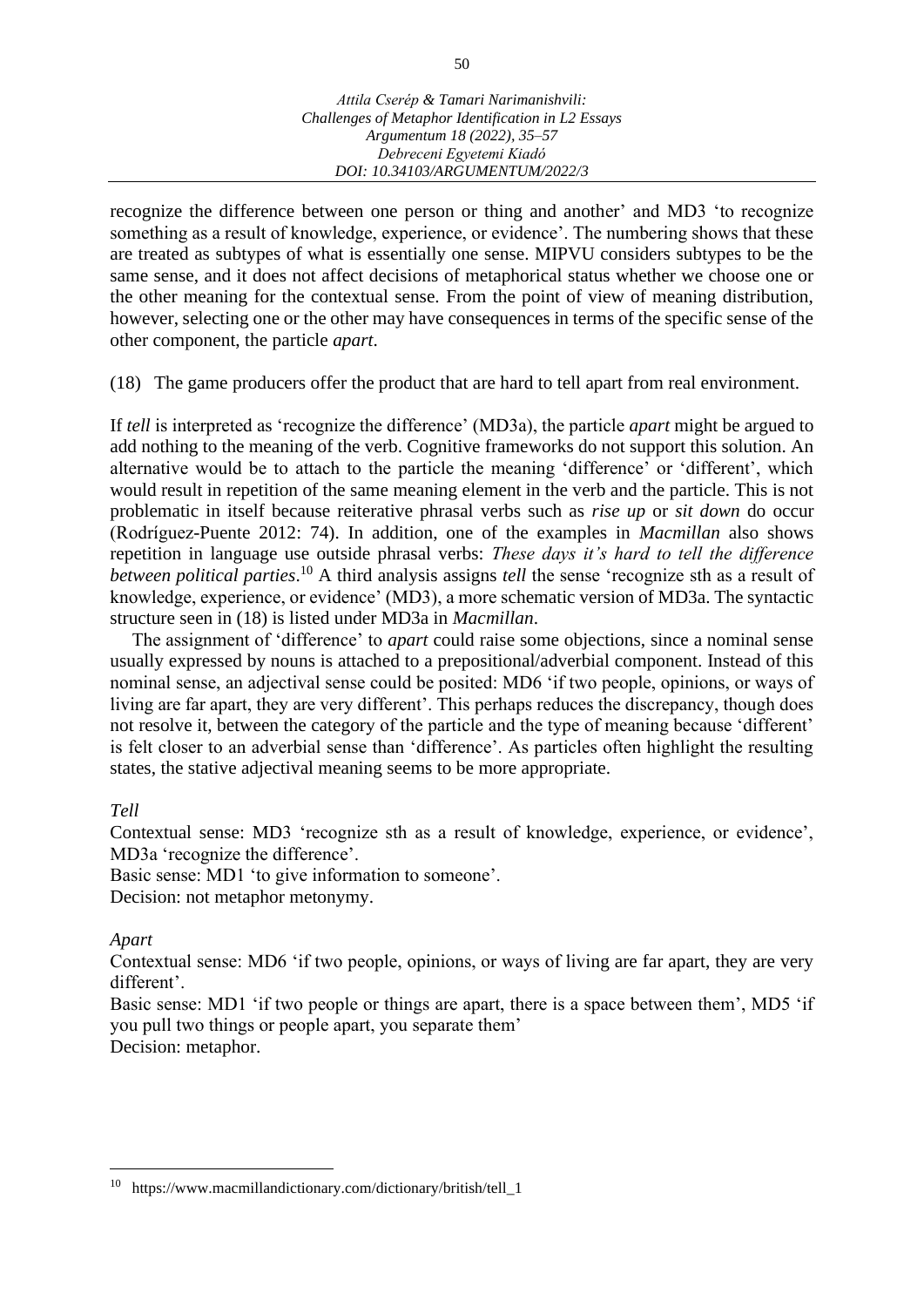recognize the difference between one person or thing and another' and MD3 'to recognize something as a result of knowledge, experience, or evidence'. The numbering shows that these are treated as subtypes of what is essentially one sense. MIPVU considers subtypes to be the same sense, and it does not affect decisions of metaphorical status whether we choose one or the other meaning for the contextual sense. From the point of view of meaning distribution, however, selecting one or the other may have consequences in terms of the specific sense of the other component, the particle *apart*.

(18) The game producers offer the product that are hard to tell apart from real environment.

If *tell* is interpreted as 'recognize the difference' (MD3a), the particle *apart* might be argued to add nothing to the meaning of the verb. Cognitive frameworks do not support this solution. An alternative would be to attach to the particle the meaning 'difference' or 'different', which would result in repetition of the same meaning element in the verb and the particle. This is not problematic in itself because reiterative phrasal verbs such as *rise up* or *sit down* do occur (Rodríguez-Puente 2012: 74). In addition, one of the examples in *Macmillan* also shows repetition in language use outside phrasal verbs: *These days it's hard to tell the difference between political parties*.[10] A third analysis assigns *tell* the sense 'recognize sth as a result of knowledge, experience, or evidence' (MD3), a more schematic version of MD3a. The syntactic structure seen in (18) is listed under MD3a in *Macmillan*.

The assignment of 'difference' to *apart* could raise some objections, since a nominal sense usually expressed by nouns is attached to a prepositional/adverbial component. Instead of this nominal sense, an adjectival sense could be posited: MD6 'if two people, opinions, or ways of living are far apart, they are very different'. This perhaps reduces the discrepancy, though does not resolve it, between the category of the particle and the type of meaning because 'different' is felt closer to an adverbial sense than 'difference'. As particles often highlight the resulting states, the stative adjectival meaning seems to be more appropriate.

*Tell*

Contextual sense: MD3 'recognize sth as a result of knowledge, experience, or evidence', MD3a 'recognize the difference'.
Basic sense: MD1 'to give information to someone'.
Decision: not metaphor metonymy.

*Apart*

Contextual sense: MD6 'if two people, opinions, or ways of living are far apart, they are very different'.
Basic sense: MD1 'if two people or things are apart, there is a space between them', MD5 'if you pull two things or people apart, you separate them'
Decision: metaphor.

---

[10] https://www.macmillandictionary.com/dictionary/british/tell_1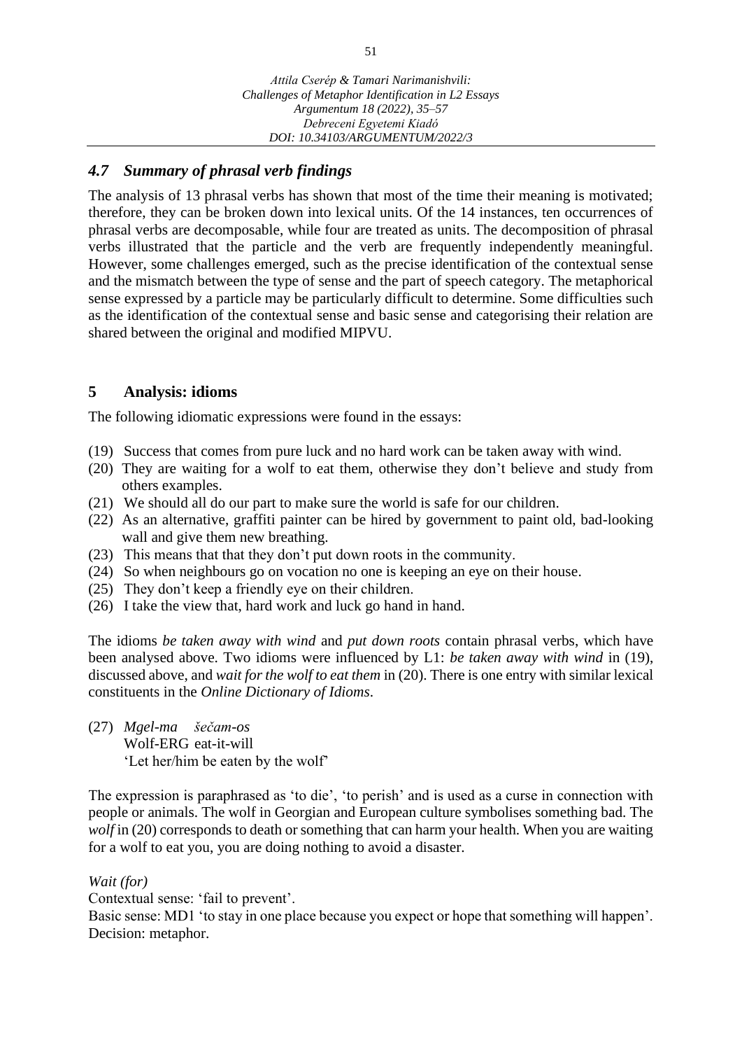### *4.7 Summary of phrasal verb findings*

The analysis of 13 phrasal verbs has shown that most of the time their meaning is motivated; therefore, they can be broken down into lexical units. Of the 14 instances, ten occurrences of phrasal verbs are decomposable, while four are treated as units. The decomposition of phrasal verbs illustrated that the particle and the verb are frequently independently meaningful. However, some challenges emerged, such as the precise identification of the contextual sense and the mismatch between the type of sense and the part of speech category. The metaphorical sense expressed by a particle may be particularly difficult to determine. Some difficulties such as the identification of the contextual sense and basic sense and categorising their relation are shared between the original and modified MIPVU.

## 5 Analysis: idioms

The following idiomatic expressions were found in the essays:

(19) Success that comes from pure luck and no hard work can be taken away with wind.
(20) They are waiting for a wolf to eat them, otherwise they don't believe and study from others examples.
(21) We should all do our part to make sure the world is safe for our children.
(22) As an alternative, graffiti painter can be hired by government to paint old, bad-looking wall and give them new breathing.
(23) This means that that they don't put down roots in the community.
(24) So when neighbours go on vocation no one is keeping an eye on their house.
(25) They don't keep a friendly eye on their children.
(26) I take the view that, hard work and luck go hand in hand.

The idioms *be taken away with wind* and *put down roots* contain phrasal verbs, which have been analysed above. Two idioms were influenced by L1: *be taken away with wind* in (19), discussed above, and *wait for the wolf to eat them* in (20). There is one entry with similar lexical constituents in the *Online Dictionary of Idioms*.

(27) *Mgel-ma šečam-os*
Wolf-ERG eat-it-will
'Let her/him be eaten by the wolf'

The expression is paraphrased as 'to die', 'to perish' and is used as a curse in connection with people or animals. The wolf in Georgian and European culture symbolises something bad. The *wolf* in (20) corresponds to death or something that can harm your health. When you are waiting for a wolf to eat you, you are doing nothing to avoid a disaster.

*Wait (for)*
Contextual sense: 'fail to prevent'.
Basic sense: MD1 'to stay in one place because you expect or hope that something will happen'.
Decision: metaphor.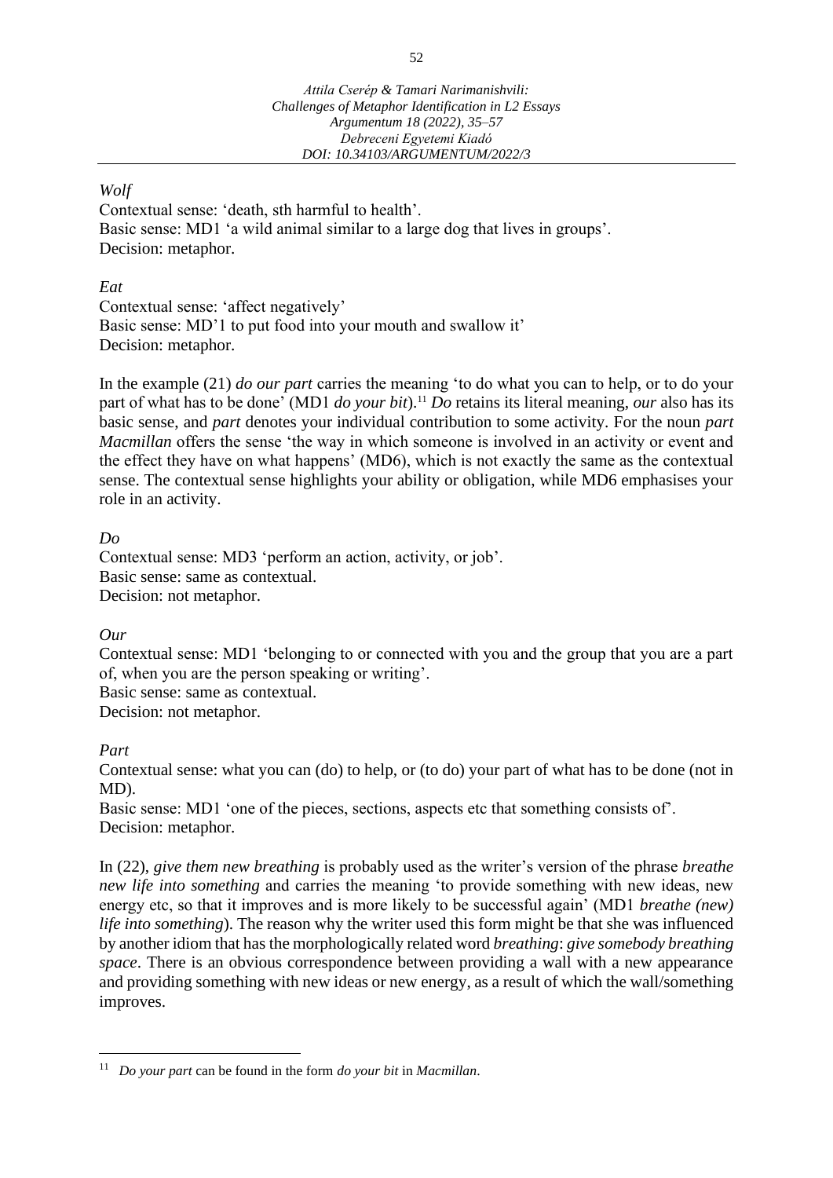*Wolf*

Contextual sense: 'death, sth harmful to health'.
Basic sense: MD1 'a wild animal similar to a large dog that lives in groups'.
Decision: metaphor.

*Eat*

Contextual sense: 'affect negatively'
Basic sense: MD'1 to put food into your mouth and swallow it'
Decision: metaphor.

In the example (21) *do our part* carries the meaning 'to do what you can to help, or to do your part of what has to be done' (MD1 *do your bit*).[11] *Do* retains its literal meaning, *our* also has its basic sense, and *part* denotes your individual contribution to some activity. For the noun *part Macmillan* offers the sense 'the way in which someone is involved in an activity or event and the effect they have on what happens' (MD6), which is not exactly the same as the contextual sense. The contextual sense highlights your ability or obligation, while MD6 emphasises your role in an activity.

*Do*

Contextual sense: MD3 'perform an action, activity, or job'.
Basic sense: same as contextual.
Decision: not metaphor.

*Our*

Contextual sense: MD1 'belonging to or connected with you and the group that you are a part of, when you are the person speaking or writing'.
Basic sense: same as contextual.
Decision: not metaphor.

*Part*

Contextual sense: what you can (do) to help, or (to do) your part of what has to be done (not in MD).
Basic sense: MD1 'one of the pieces, sections, aspects etc that something consists of'.
Decision: metaphor.

In (22), *give them new breathing* is probably used as the writer's version of the phrase *breathe new life into something* and carries the meaning 'to provide something with new ideas, new energy etc, so that it improves and is more likely to be successful again' (MD1 *breathe (new) life into something*). The reason why the writer used this form might be that she was influenced by another idiom that has the morphologically related word *breathing*: *give somebody breathing space*. There is an obvious correspondence between providing a wall with a new appearance and providing something with new ideas or new energy, as a result of which the wall/something improves.

---

[11] *Do your part* can be found in the form *do your bit* in *Macmillan*.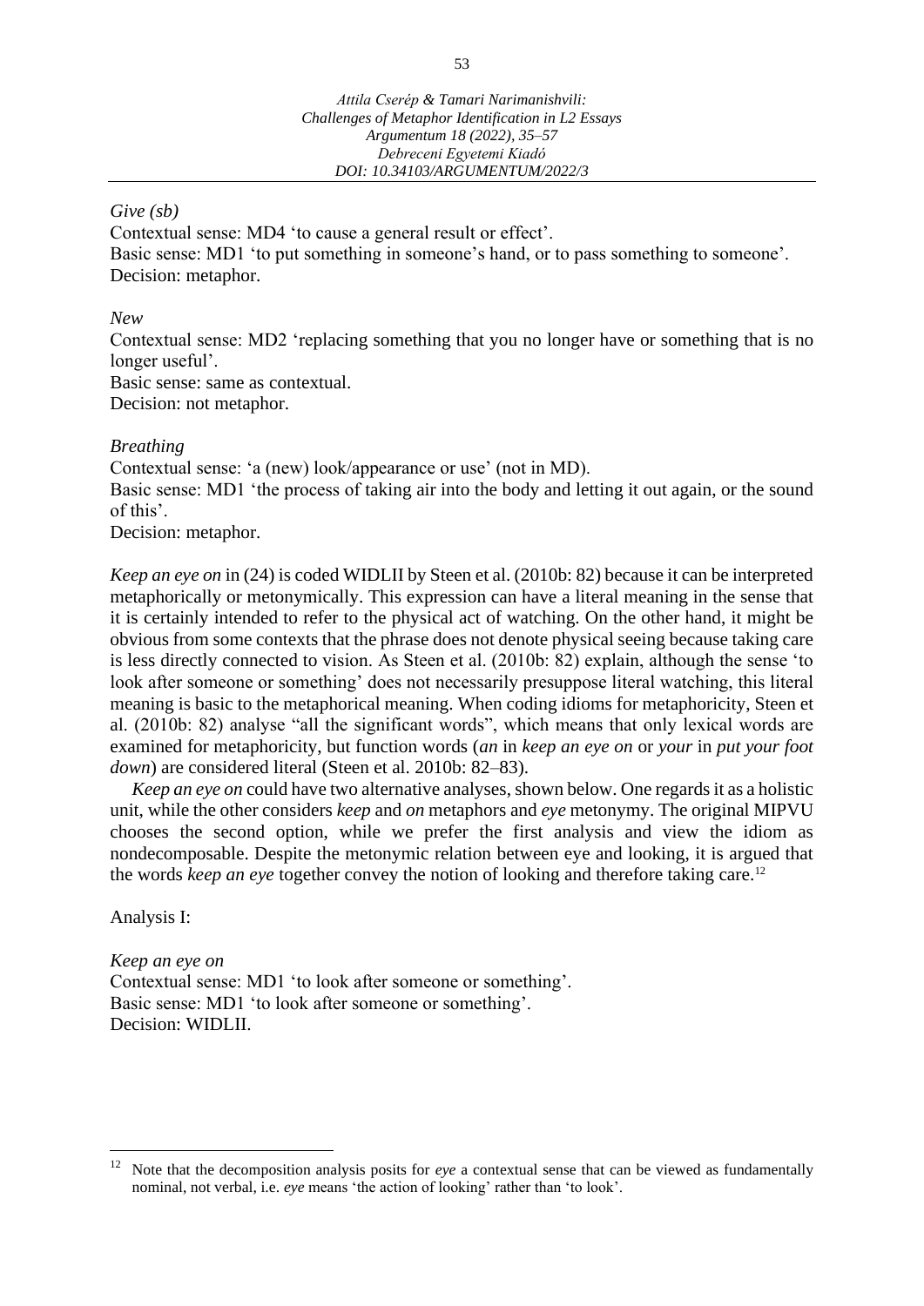*Give (sb)*

Contextual sense: MD4 'to cause a general result or effect'.
Basic sense: MD1 'to put something in someone's hand, or to pass something to someone'.
Decision: metaphor.

*New*

Contextual sense: MD2 'replacing something that you no longer have or something that is no longer useful'.
Basic sense: same as contextual.
Decision: not metaphor.

*Breathing*

Contextual sense: 'a (new) look/appearance or use' (not in MD).
Basic sense: MD1 'the process of taking air into the body and letting it out again, or the sound of this'.
Decision: metaphor.

*Keep an eye on* in (24) is coded WIDLII by Steen et al. (2010b: 82) because it can be interpreted metaphorically or metonymically. This expression can have a literal meaning in the sense that it is certainly intended to refer to the physical act of watching. On the other hand, it might be obvious from some contexts that the phrase does not denote physical seeing because taking care is less directly connected to vision. As Steen et al. (2010b: 82) explain, although the sense 'to look after someone or something' does not necessarily presuppose literal watching, this literal meaning is basic to the metaphorical meaning. When coding idioms for metaphoricity, Steen et al. (2010b: 82) analyse "all the significant words", which means that only lexical words are examined for metaphoricity, but function words (*an* in *keep an eye on* or *your* in *put your foot down*) are considered literal (Steen et al. 2010b: 82–83).

*Keep an eye on* could have two alternative analyses, shown below. One regards it as a holistic unit, while the other considers *keep* and *on* metaphors and *eye* metonymy. The original MIPVU chooses the second option, while we prefer the first analysis and view the idiom as nondecomposable. Despite the metonymic relation between eye and looking, it is argued that the words *keep an eye* together convey the notion of looking and therefore taking care.[12]

Analysis I:

*Keep an eye on*

Contextual sense: MD1 'to look after someone or something'.
Basic sense: MD1 'to look after someone or something'.
Decision: WIDLII.

---

[12] Note that the decomposition analysis posits for *eye* a contextual sense that can be viewed as fundamentally nominal, not verbal, i.e. *eye* means 'the action of looking' rather than 'to look'.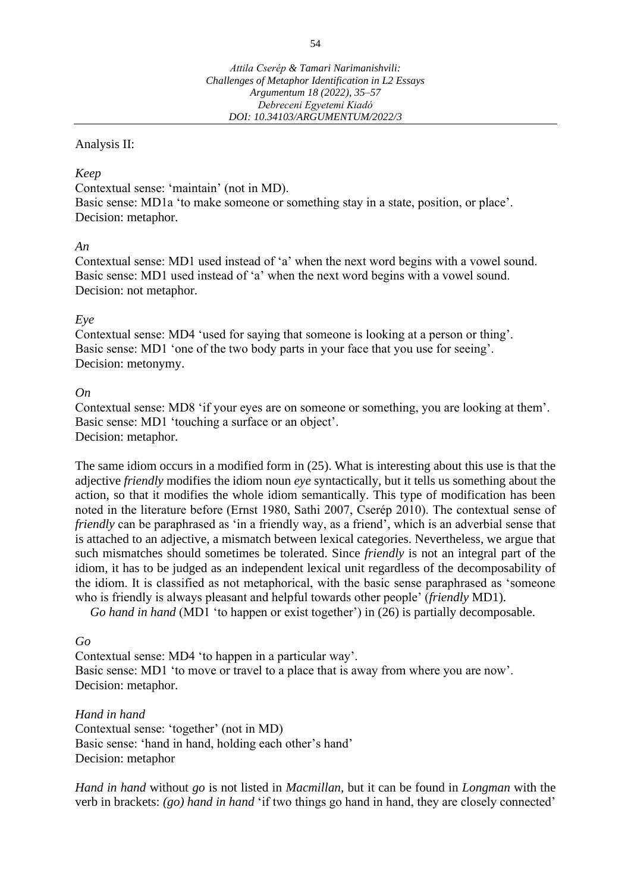Analysis II:

*Keep*
Contextual sense: 'maintain' (not in MD).
Basic sense: MD1a 'to make someone or something stay in a state, position, or place'.
Decision: metaphor.

*An*
Contextual sense: MD1 used instead of 'a' when the next word begins with a vowel sound.
Basic sense: MD1 used instead of 'a' when the next word begins with a vowel sound.
Decision: not metaphor.

*Eye*
Contextual sense: MD4 'used for saying that someone is looking at a person or thing'.
Basic sense: MD1 'one of the two body parts in your face that you use for seeing'.
Decision: metonymy.

*On*
Contextual sense: MD8 'if your eyes are on someone or something, you are looking at them'.
Basic sense: MD1 'touching a surface or an object'.
Decision: metaphor.

The same idiom occurs in a modified form in (25). What is interesting about this use is that the adjective *friendly* modifies the idiom noun *eye* syntactically, but it tells us something about the action, so that it modifies the whole idiom semantically. This type of modification has been noted in the literature before (Ernst 1980, Sathi 2007, Cserép 2010). The contextual sense of *friendly* can be paraphrased as 'in a friendly way, as a friend', which is an adverbial sense that is attached to an adjective, a mismatch between lexical categories. Nevertheless, we argue that such mismatches should sometimes be tolerated. Since *friendly* is not an integral part of the idiom, it has to be judged as an independent lexical unit regardless of the decomposability of the idiom. It is classified as not metaphorical, with the basic sense paraphrased as 'someone who is friendly is always pleasant and helpful towards other people' (*friendly* MD1).

*Go hand in hand* (MD1 'to happen or exist together') in (26) is partially decomposable.

*Go*
Contextual sense: MD4 'to happen in a particular way'.
Basic sense: MD1 'to move or travel to a place that is away from where you are now'.
Decision: metaphor.

*Hand in hand*
Contextual sense: 'together' (not in MD)
Basic sense: 'hand in hand, holding each other's hand'
Decision: metaphor

*Hand in hand* without *go* is not listed in *Macmillan*, but it can be found in *Longman* with the verb in brackets: *(go) hand in hand* 'if two things go hand in hand, they are closely connected'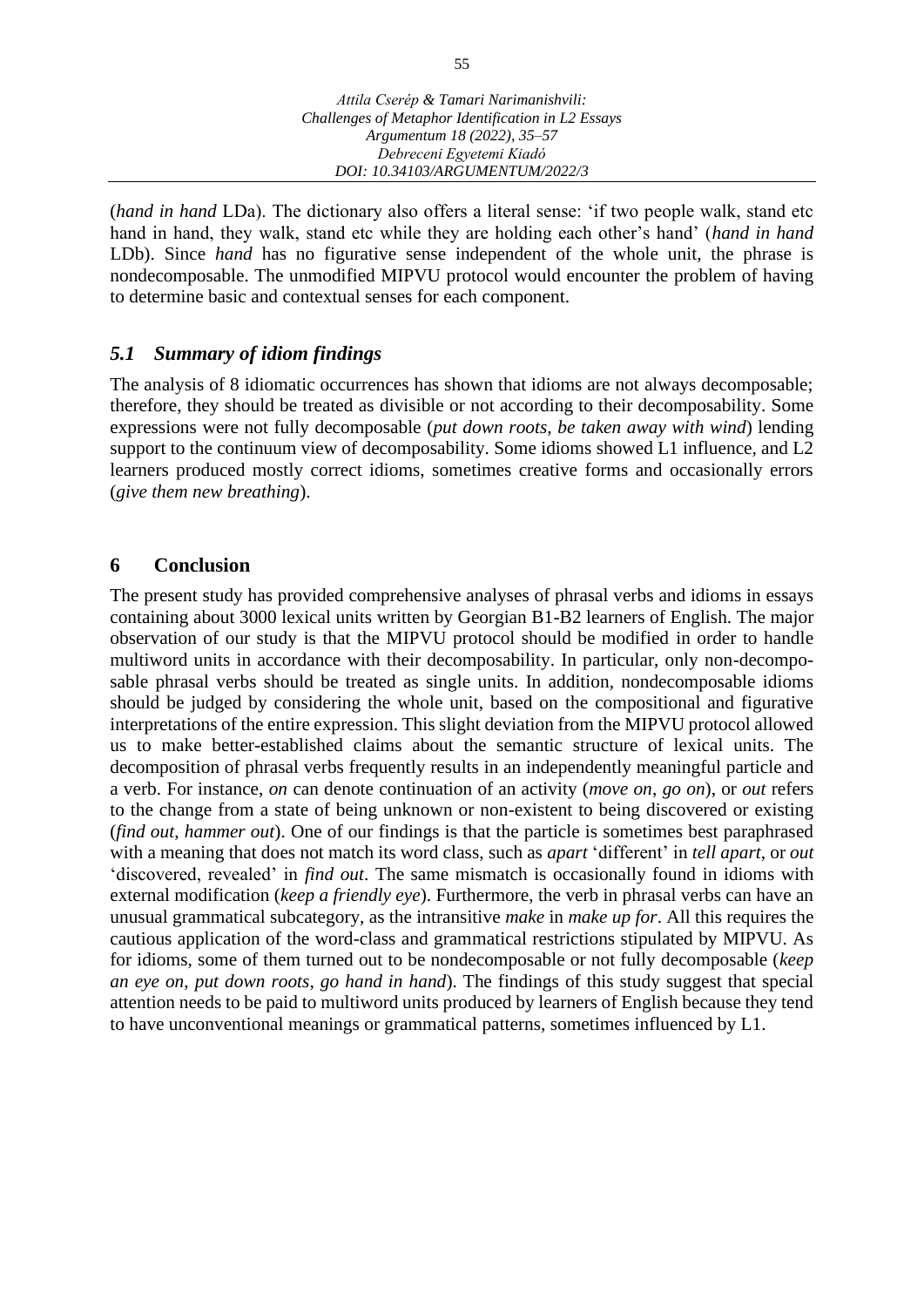(*hand in hand* LDa). The dictionary also offers a literal sense: 'if two people walk, stand etc hand in hand, they walk, stand etc while they are holding each other's hand' (*hand in hand* LDb). Since *hand* has no figurative sense independent of the whole unit, the phrase is nondecomposable. The unmodified MIPVU protocol would encounter the problem of having to determine basic and contextual senses for each component.

### *5.1 Summary of idiom findings*

The analysis of 8 idiomatic occurrences has shown that idioms are not always decomposable; therefore, they should be treated as divisible or not according to their decomposability. Some expressions were not fully decomposable (*put down roots*, *be taken away with wind*) lending support to the continuum view of decomposability. Some idioms showed L1 influence, and L2 learners produced mostly correct idioms, sometimes creative forms and occasionally errors (*give them new breathing*).

## 6 Conclusion

The present study has provided comprehensive analyses of phrasal verbs and idioms in essays containing about 3000 lexical units written by Georgian B1-B2 learners of English. The major observation of our study is that the MIPVU protocol should be modified in order to handle multiword units in accordance with their decomposability. In particular, only non-decomposable phrasal verbs should be treated as single units. In addition, nondecomposable idioms should be judged by considering the whole unit, based on the compositional and figurative interpretations of the entire expression. This slight deviation from the MIPVU protocol allowed us to make better-established claims about the semantic structure of lexical units. The decomposition of phrasal verbs frequently results in an independently meaningful particle and a verb. For instance, *on* can denote continuation of an activity (*move on*, *go on*), or *out* refers to the change from a state of being unknown or non-existent to being discovered or existing (*find out*, *hammer out*). One of our findings is that the particle is sometimes best paraphrased with a meaning that does not match its word class, such as *apart* 'different' in *tell apart*, or *out* 'discovered, revealed' in *find out*. The same mismatch is occasionally found in idioms with external modification (*keep a friendly eye*). Furthermore, the verb in phrasal verbs can have an unusual grammatical subcategory, as the intransitive *make* in *make up for*. All this requires the cautious application of the word-class and grammatical restrictions stipulated by MIPVU. As for idioms, some of them turned out to be nondecomposable or not fully decomposable (*keep an eye on*, *put down roots*, *go hand in hand*). The findings of this study suggest that special attention needs to be paid to multiword units produced by learners of English because they tend to have unconventional meanings or grammatical patterns, sometimes influenced by L1.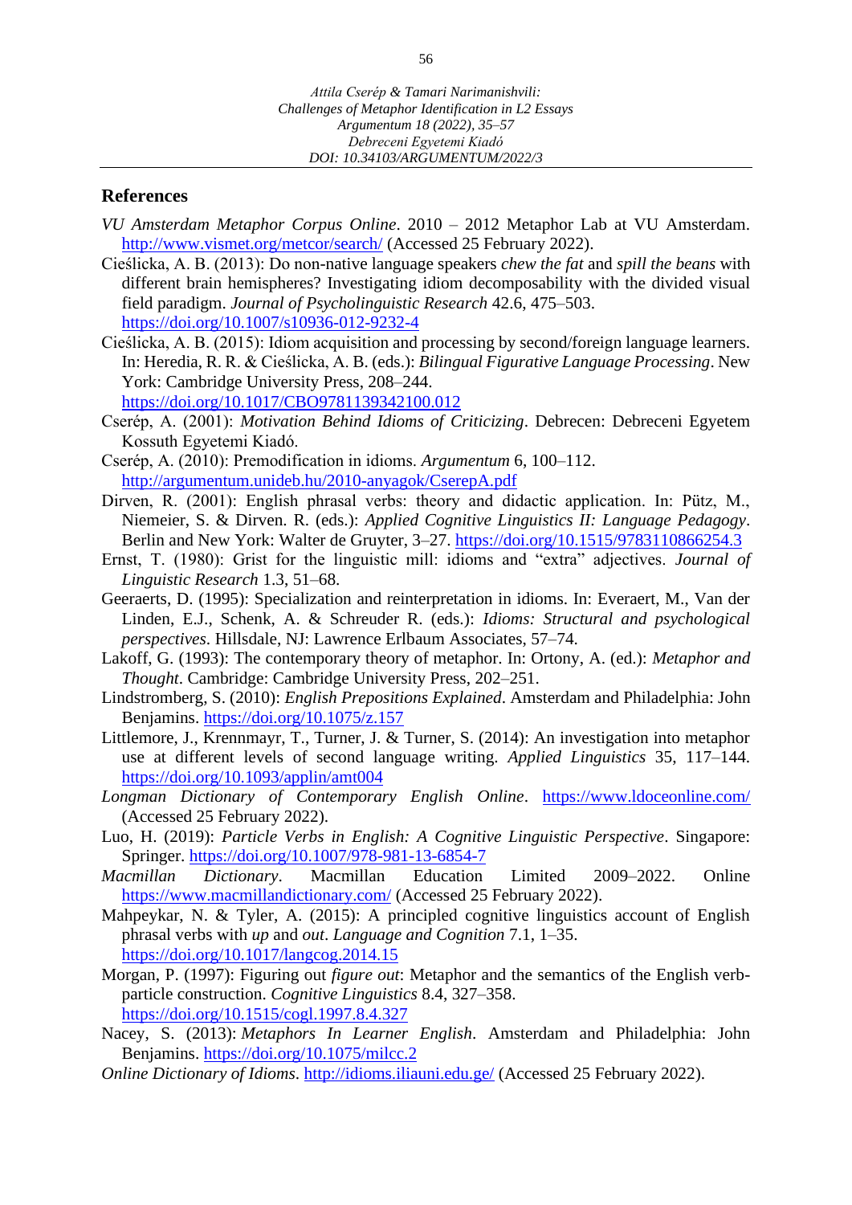## References

*VU Amsterdam Metaphor Corpus Online*. 2010 – 2012 Metaphor Lab at VU Amsterdam. http://www.vismet.org/metcor/search/ (Accessed 25 February 2022).

Cieślicka, A. B. (2013): Do non-native language speakers *chew the fat* and *spill the beans* with different brain hemispheres? Investigating idiom decomposability with the divided visual field paradigm. *Journal of Psycholinguistic Research* 42.6, 475–503. https://doi.org/10.1007/s10936-012-9232-4

Cieślicka, A. B. (2015): Idiom acquisition and processing by second/foreign language learners. In: Heredia, R. R. & Cieślicka, A. B. (eds.): *Bilingual Figurative Language Processing*. New York: Cambridge University Press, 208–244. https://doi.org/10.1017/CBO9781139342100.012

Csérép, A. (2001): *Motivation Behind Idioms of Criticizing*. Debrecen: Debreceni Egyetem Kossuth Egyetemi Kiadó.

Csérép, A. (2010): Premodification in idioms. *Argumentum* 6, 100–112. http://argumentum.unideb.hu/2010-anyagok/CserepA.pdf

Dirven, R. (2001): English phrasal verbs: theory and didactic application. In: Pütz, M., Niemeier, S. & Dirven. R. (eds.): *Applied Cognitive Linguistics II: Language Pedagogy*. Berlin and New York: Walter de Gruyter, 3–27. https://doi.org/10.1515/9783110866254.3

Ernst, T. (1980): Grist for the linguistic mill: idioms and "extra" adjectives. *Journal of Linguistic Research* 1.3, 51–68.

Geeraerts, D. (1995): Specialization and reinterpretation in idioms. In: Everaert, M., Van der Linden, E.J., Schenk, A. & Schreuder R. (eds.): *Idioms: Structural and psychological perspectives*. Hillsdale, NJ: Lawrence Erlbaum Associates, 57–74.

Lakoff, G. (1993): The contemporary theory of metaphor. In: Ortony, A. (ed.): *Metaphor and Thought*. Cambridge: Cambridge University Press, 202–251.

Lindstromberg, S. (2010): *English Prepositions Explained*. Amsterdam and Philadelphia: John Benjamins. https://doi.org/10.1075/z.157

Littlemore, J., Krennmayr, T., Turner, J. & Turner, S. (2014): An investigation into metaphor use at different levels of second language writing. *Applied Linguistics* 35, 117–144. https://doi.org/10.1093/applin/amt004

*Longman Dictionary of Contemporary English Online*. https://www.ldoceonline.com/ (Accessed 25 February 2022).

Luo, H. (2019): *Particle Verbs in English: A Cognitive Linguistic Perspective*. Singapore: Springer. https://doi.org/10.1007/978-981-13-6854-7

*Macmillan Dictionary*. Macmillan Education Limited 2009–2022. Online https://www.macmillandictionary.com/ (Accessed 25 February 2022).

Mahpeykar, N. & Tyler, A. (2015): A principled cognitive linguistics account of English phrasal verbs with *up* and *out*. *Language and Cognition* 7.1, 1–35. https://doi.org/10.1017/langcog.2014.15

Morgan, P. (1997): Figuring out *figure out*: Metaphor and the semantics of the English verb-particle construction. *Cognitive Linguistics* 8.4, 327–358. https://doi.org/10.1515/cogl.1997.8.4.327

Nacey, S. (2013): *Metaphors In Learner English*. Amsterdam and Philadelphia: John Benjamins. https://doi.org/10.1075/milcc.2

*Online Dictionary of Idioms*. http://idioms.iliauni.edu.ge/ (Accessed 25 February 2022).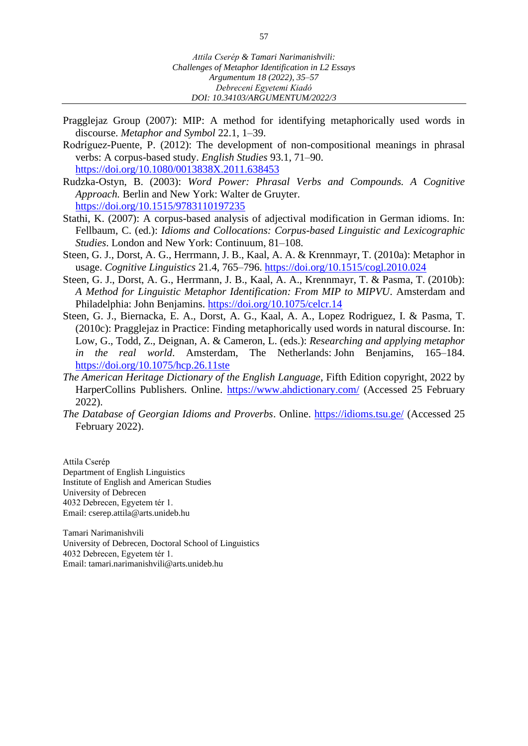Pragglejaz Group (2007): MIP: A method for identifying metaphorically used words in discourse. *Metaphor and Symbol* 22.1, 1–39.

Rodríguez-Puente, P. (2012): The development of non-compositional meanings in phrasal verbs: A corpus-based study. *English Studies* 93.1, 71–90. https://doi.org/10.1080/0013838X.2011.638453

Rudzka-Ostyn, B. (2003): *Word Power: Phrasal Verbs and Compounds. A Cognitive Approach.* Berlin and New York: Walter de Gruyter. https://doi.org/10.1515/9783110197235

Stathi, K. (2007): A corpus-based analysis of adjectival modification in German idioms. In: Fellbaum, C. (ed.): *Idioms and Collocations: Corpus-based Linguistic and Lexicographic Studies*. London and New York: Continuum, 81–108.

Steen, G. J., Dorst, A. G., Herrmann, J. B., Kaal, A. A. & Krennmayr, T. (2010a): Metaphor in usage. *Cognitive Linguistics* 21.4, 765–796. https://doi.org/10.1515/cogl.2010.024

Steen, G. J., Dorst, A. G., Herrmann, J. B., Kaal, A. A., Krennmayr, T. & Pasma, T. (2010b): *A Method for Linguistic Metaphor Identification: From MIP to MIPVU*. Amsterdam and Philadelphia: John Benjamins. https://doi.org/10.1075/celcr.14

Steen, G. J., Biernacka, E. A., Dorst, A. G., Kaal, A. A., Lopez Rodriguez, I. & Pasma, T. (2010c): Pragglejaz in Practice: Finding metaphorically used words in natural discourse. In: Low, G., Todd, Z., Deignan, A. & Cameron, L. (eds.): *Researching and applying metaphor in the real world*. Amsterdam, The Netherlands: John Benjamins, 165–184. https://doi.org/10.1075/hcp.26.11ste

*The American Heritage Dictionary of the English Language*, Fifth Edition copyright, 2022 by HarperCollins Publishers. Online. https://www.ahdictionary.com/ (Accessed 25 February 2022).

*The Database of Georgian Idioms and Proverbs*. Online. https://idioms.tsu.ge/ (Accessed 25 February 2022).

Attila Cserép
Department of English Linguistics
Institute of English and American Studies
University of Debrecen
4032 Debrecen, Egyetem tér 1.
Email: cserep.attila@arts.unideb.hu

Tamari Narimanishvili
University of Debrecen, Doctoral School of Linguistics
4032 Debrecen, Egyetem tér 1.
Email: tamari.narimanishvili@arts.unideb.hu